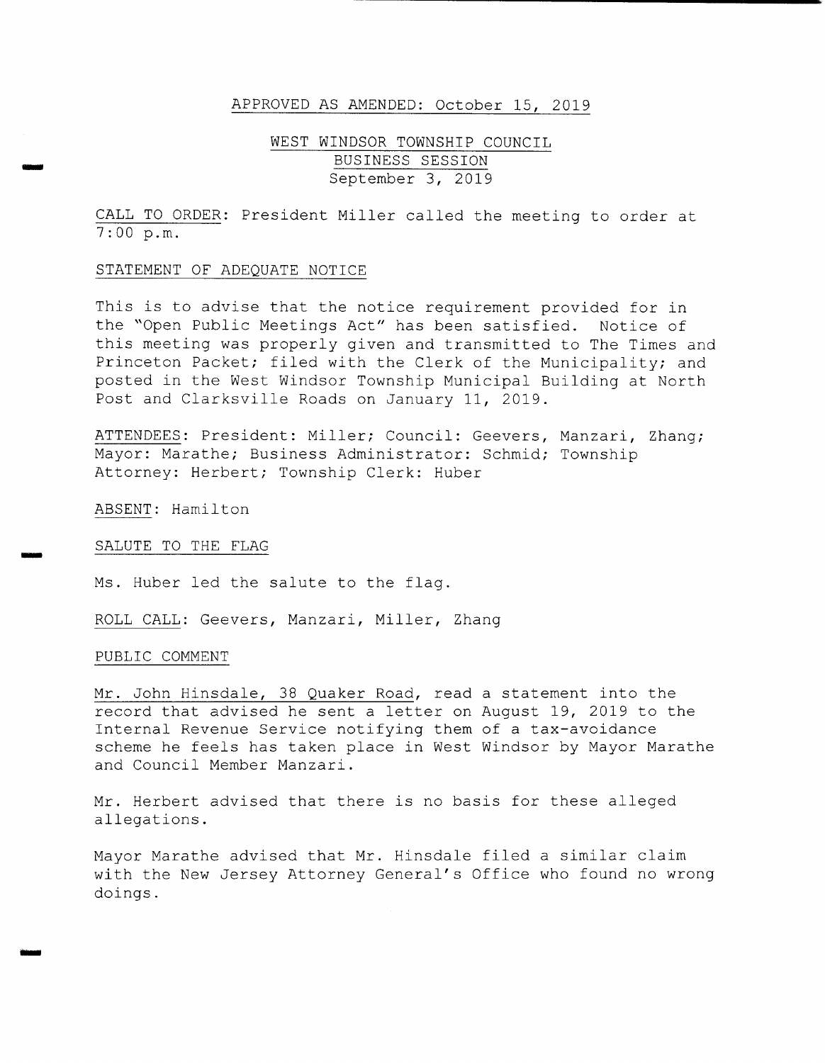APPROVED AS AMENDED: October 15, 2019

# WEST WINDSOR TOWNSHIP COUNCIL
## BUSINESS SESSION
### September 3, 2019

CALL TO ORDER: President Miller called the meeting to order at 7:00 p.m.

STATEMENT OF ADEQUATE NOTICE

This is to advise that the notice requirement provided for in the "Open Public Meetings Act" has been satisfied. Notice of this meeting was properly given and transmitted to The Times and Princeton Packet; filed with the Clerk of the Municipality; and posted in the West Windsor Township Municipal Building at North Post and Clarksville Roads on January 11, 2019.

ATTENDEES: President: Miller; Council: Geevers, Manzari, Zhang; Mayor: Marathe; Business Administrator: Schmid; Township Attorney: Herbert; Township Clerk: Huber

ABSENT: Hamilton

SALUTE TO THE FLAG

Ms. Huber led the salute to the flag.

ROLL CALL: Geevers, Manzari, Miller, Zhang

PUBLIC COMMENT

Mr. John Hinsdale, 38 Quaker Road, read a statement into the record that advised he sent a letter on August 19, 2019 to the Internal Revenue Service notifying them of a tax-avoidance scheme he feels has taken place in West Windsor by Mayor Marathe and Council Member Manzari.

Mr. Herbert advised that there is no basis for these alleged allegations.

Mayor Marathe advised that Mr. Hinsdale filed a similar claim with the New Jersey Attorney General's Office who found no wrong doings.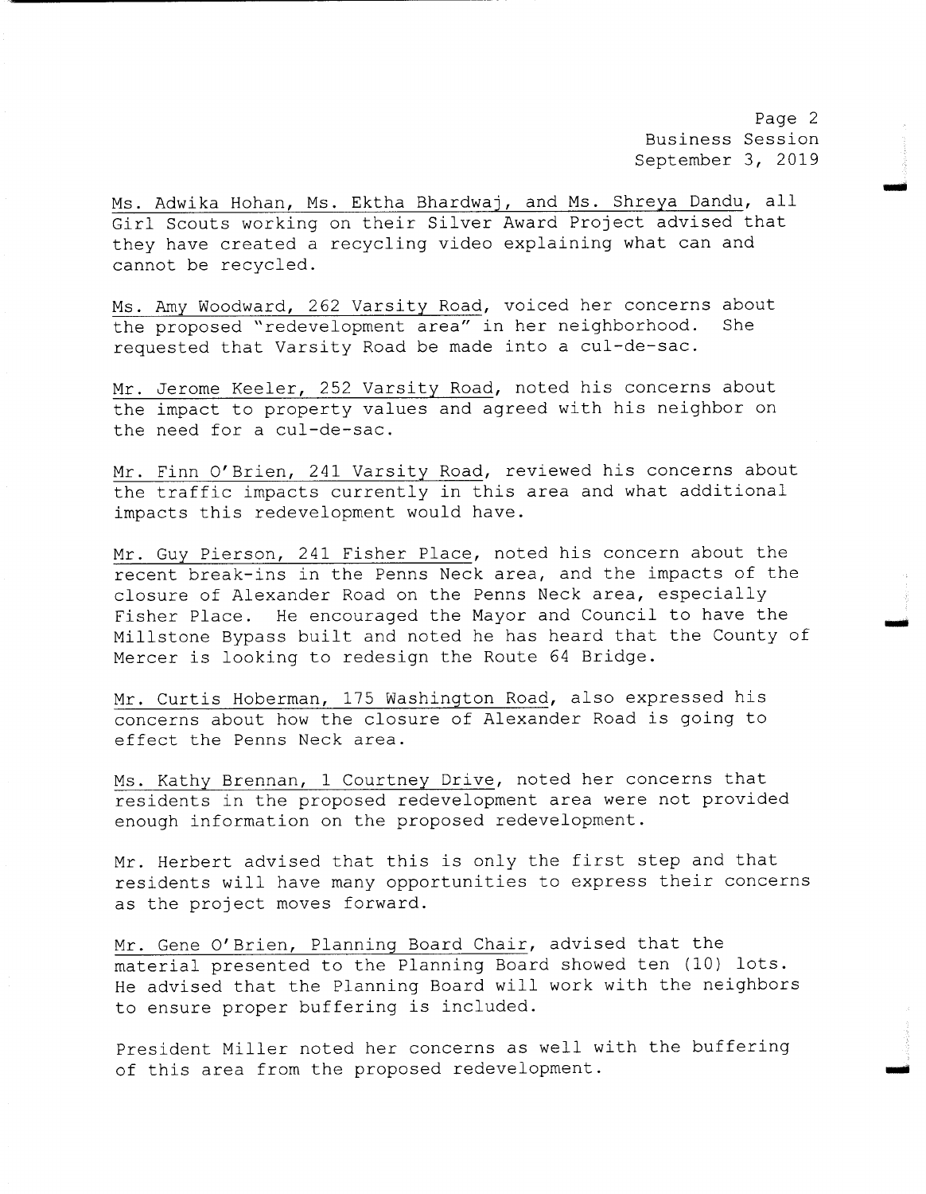Ms. Adwika Hohan, Ms. Ektha Bhardwaj, and Ms. Shreya Dandu, all Girl Scouts working on their Silver Award Project advised that they have created a recycling video explaining what can and cannot be recycled.

Ms. Amy Woodward, 262 Varsity Road, voiced her concerns about the proposed "redevelopment area" in her neighborhood. She requested that Varsity Road be made into a cul-de-sac.

Mr. Jerome Keeler, 252 Varsity Road, noted his concerns about the impact to property values and agreed with his neighbor on the need for a cul-de-sac.

Mr. Finn O'Brien, 241 Varsity Road, reviewed his concerns about the traffic impacts currently in this area and what additional impacts this redevelopment would have.

Mr. Guy Pierson, 241 Fisher Place, noted his concern about the recent break-ins in the Penns Neck area, and the impacts of the closure of Alexander Road on the Penns Neck area, especially Fisher Place. He encouraged the Mayor and Council to have the Millstone Bypass built and noted he has heard that the County of Mercer is looking to redesign the Route 64 Bridge.

Mr. Curtis Hoberman, 175 Washington Road, also expressed his concerns about how the closure of Alexander Road is going to effect the Penns Neck area.

Ms. Kathy Brennan, 1 Courtney Drive, noted her concerns that residents in the proposed redevelopment area were not provided enough information on the proposed redevelopment.

Mr. Herbert advised that this is only the first step and that residents will have many opportunities to express their concerns as the project moves forward.

Mr. Gene O'Brien, Planning Board Chair, advised that the material presented to the Planning Board showed ten (10) lots. He advised that the Planning Board will work with the neighbors to ensure proper buffering is included.

President Miller noted her concerns as well with the buffering of this area from the proposed redevelopment.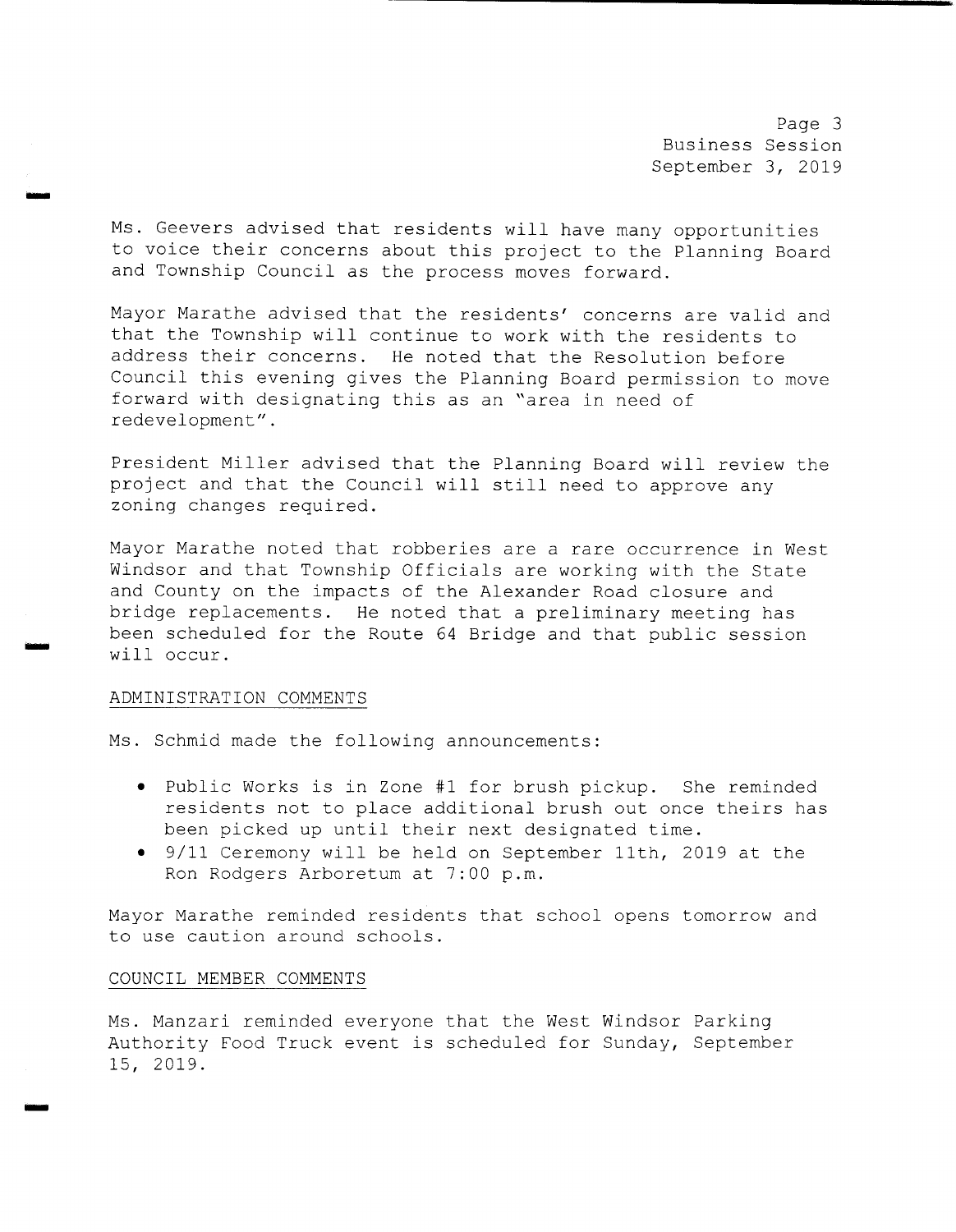Ms. Geevers advised that residents will have many opportunities to voice their concerns about this project to the Planning Board and Township Council as the process moves forward.

Mayor Marathe advised that the residents' concerns are valid and that the Township will continue to work with the residents to address their concerns. He noted that the Resolution before Council this evening gives the Planning Board permission to move forward with designating this as an "area in need of redevelopment".

President Miller advised that the Planning Board will review the project and that the Council will still need to approve any zoning changes required.

Mayor Marathe noted that robberies are a rare occurrence in West Windsor and that Township Officials are working with the State and County on the impacts of the Alexander Road closure and bridge replacements. He noted that a preliminary meeting has been scheduled for the Route 64 Bridge and that public session will occur.

## ADMINISTRATION COMMENTS

Ms. Schmid made the following announcements:

- Public Works is in Zone #1 for brush pickup. She reminded residents not to place additional brush out once theirs has been picked up until their next designated time.
- 9/11 Ceremony will be held on September 11th, 2019 at the Ron Rodgers Arboretum at 7:00 p.m.

Mayor Marathe reminded residents that school opens tomorrow and to use caution around schools.

## COUNCIL MEMBER COMMENTS

Ms. Manzari reminded everyone that the West Windsor Parking Authority Food Truck event is scheduled for Sunday, September 15, 2019.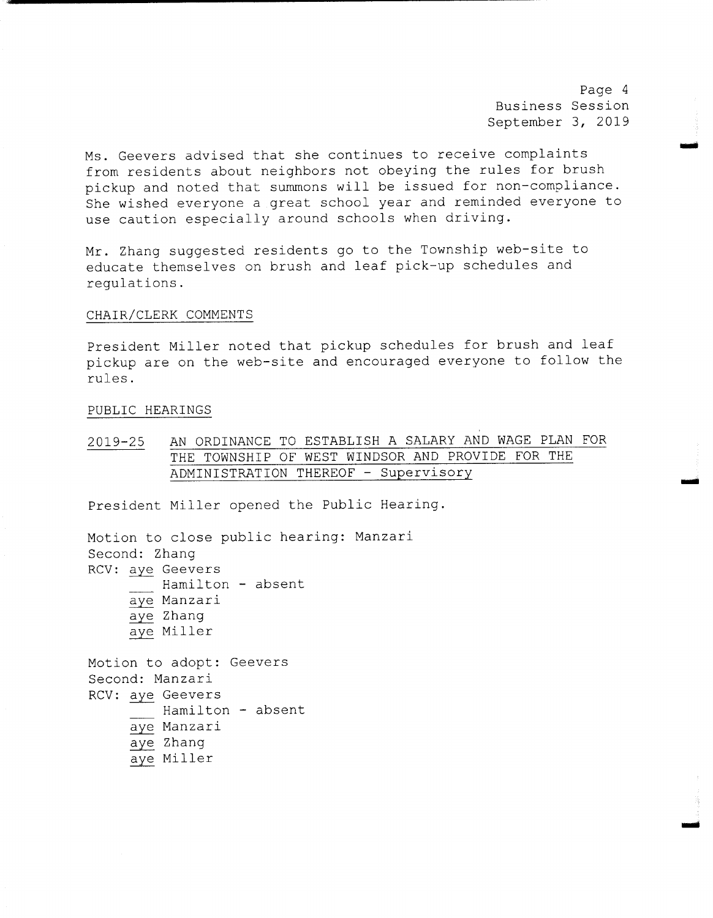Ms. Geevers advised that she continues to receive complaints from residents about neighbors not obeying the rules for brush pickup and noted that summons will be issued for non-compliance. She wished everyone a great school year and reminded everyone to use caution especially around schools when driving.

Mr. Zhang suggested residents go to the Township web-site to educate themselves on brush and leaf pick-up schedules and regulations.

CHAIR/CLERK COMMENTS

President Miller noted that pickup schedules for brush and leaf pickup are on the web-site and encouraged everyone to follow the rules.

PUBLIC HEARINGS

2019-25 AN ORDINANCE TO ESTABLISH A SALARY AND WAGE PLAN FOR THE TOWNSHIP OF WEST WINDSOR AND PROVIDE FOR THE ADMINISTRATION THEREOF - Supervisory

President Miller opened the Public Hearing.

Motion to close public hearing: Manzari
Second: Zhang
RCV: aye Geevers
___ Hamilton - absent
aye Manzari
aye Zhang
aye Miller

Motion to adopt: Geevers
Second: Manzari
RCV: aye Geevers
___ Hamilton - absent
aye Manzari
aye Zhang
aye Miller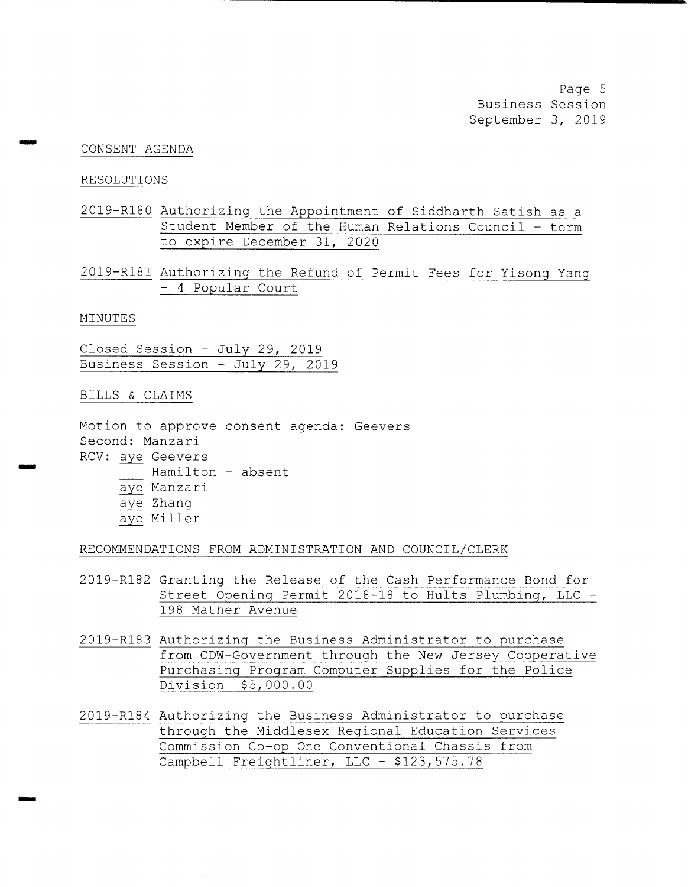CONSENT AGENDA

RESOLUTIONS

2019-R180 Authorizing the Appointment of Siddharth Satish as a Student Member of the Human Relations Council - term to expire December 31, 2020

2019-R181 Authorizing the Refund of Permit Fees for Yisong Yang - 4 Popular Court

MINUTES

Closed Session - July 29, 2019
Business Session - July 29, 2019

BILLS & CLAIMS

Motion to approve consent agenda: Geevers
Second: Manzari
RCV: aye Geevers
___ Hamilton - absent
aye Manzari
aye Zhang
aye Miller

RECOMMENDATIONS FROM ADMINISTRATION AND COUNCIL/CLERK

2019-R182 Granting the Release of the Cash Performance Bond for Street Opening Permit 2018-18 to Hults Plumbing, LLC - 198 Mather Avenue

2019-R183 Authorizing the Business Administrator to purchase from CDW-Government through the New Jersey Cooperative Purchasing Program Computer Supplies for the Police Division -$5,000.00

2019-R184 Authorizing the Business Administrator to purchase through the Middlesex Regional Education Services Commission Co-op One Conventional Chassis from Campbell Freightliner, LLC - $123,575.78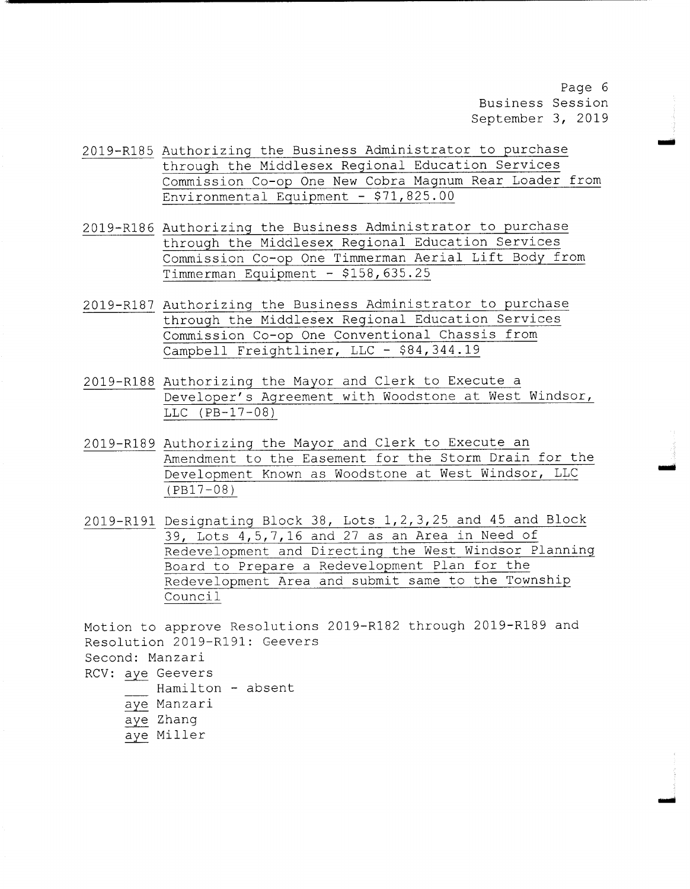2019-R185 Authorizing the Business Administrator to purchase through the Middlesex Regional Education Services Commission Co-op One New Cobra Magnum Rear Loader from Environmental Equipment - $71,825.00

2019-R186 Authorizing the Business Administrator to purchase through the Middlesex Regional Education Services Commission Co-op One Timmerman Aerial Lift Body from Timmerman Equipment - $158,635.25

2019-R187 Authorizing the Business Administrator to purchase through the Middlesex Regional Education Services Commission Co-op One Conventional Chassis from Campbell Freightliner, LLC - $84,344.19

2019-R188 Authorizing the Mayor and Clerk to Execute a Developer's Agreement with Woodstone at West Windsor, LLC (PB-17-08)

2019-R189 Authorizing the Mayor and Clerk to Execute an Amendment to the Easement for the Storm Drain for the Development Known as Woodstone at West Windsor, LLC (PB17-08)

2019-R191 Designating Block 38, Lots 1,2,3,25 and 45 and Block 39, Lots 4,5,7,16 and 27 as an Area in Need of Redevelopment and Directing the West Windsor Planning Board to Prepare a Redevelopment Plan for the Redevelopment Area and submit same to the Township Council

Motion to approve Resolutions 2019-R182 through 2019-R189 and Resolution 2019-R191: Geevers
Second: Manzari
RCV: aye Geevers
___ Hamilton - absent
aye Manzari
aye Zhang
aye Miller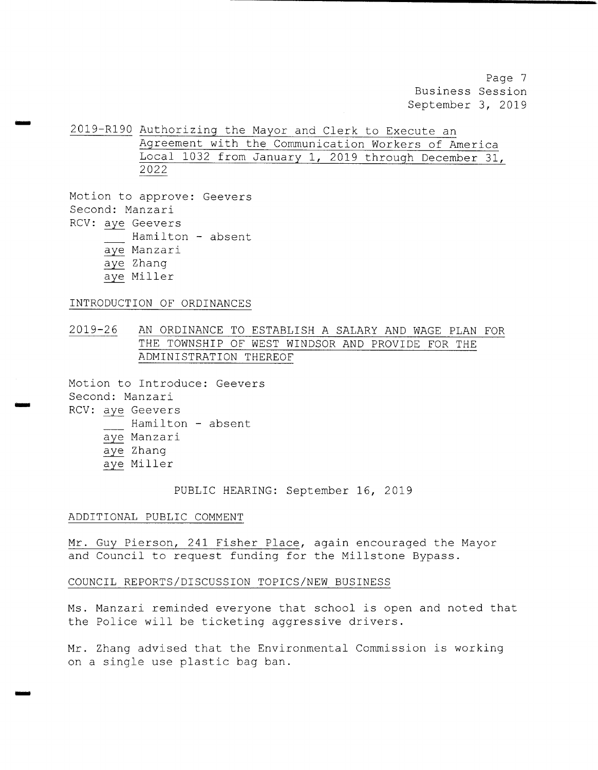2019-R190 Authorizing the Mayor and Clerk to Execute an Agreement with the Communication Workers of America Local 1032 from January 1, 2019 through December 31, 2022

Motion to approve: Geevers
Second: Manzari
RCV: aye Geevers
___ Hamilton - absent
aye Manzari
aye Zhang
aye Miller

INTRODUCTION OF ORDINANCES

2019-26 AN ORDINANCE TO ESTABLISH A SALARY AND WAGE PLAN FOR THE TOWNSHIP OF WEST WINDSOR AND PROVIDE FOR THE ADMINISTRATION THEREOF

Motion to Introduce: Geevers
Second: Manzari
RCV: aye Geevers
___ Hamilton - absent
aye Manzari
aye Zhang
aye Miller

PUBLIC HEARING: September 16, 2019

ADDITIONAL PUBLIC COMMENT

Mr. Guy Pierson, 241 Fisher Place, again encouraged the Mayor and Council to request funding for the Millstone Bypass.

COUNCIL REPORTS/DISCUSSION TOPICS/NEW BUSINESS

Ms. Manzari reminded everyone that school is open and noted that the Police will be ticketing aggressive drivers.

Mr. Zhang advised that the Environmental Commission is working on a single use plastic bag ban.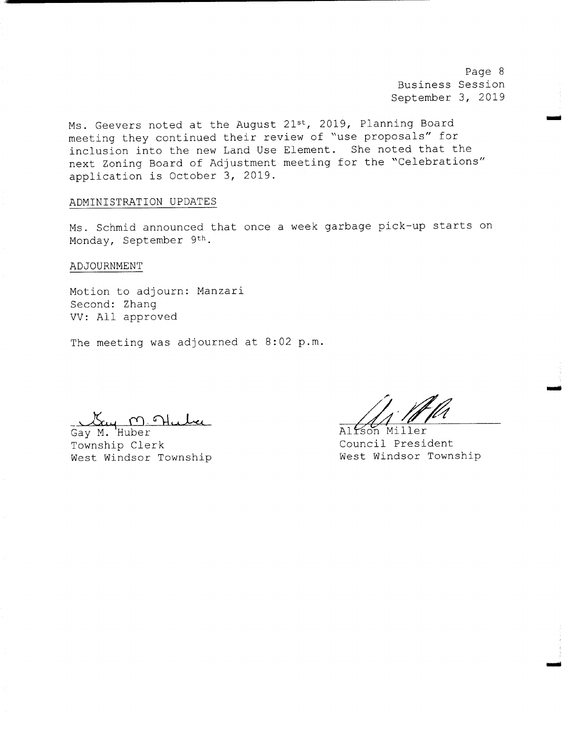Ms. Geevers noted at the August 21st, 2019, Planning Board meeting they continued their review of "use proposals" for inclusion into the new Land Use Element. She noted that the next Zoning Board of Adjustment meeting for the "Celebrations" application is October 3, 2019.

## ADMINISTRATION UPDATES

Ms. Schmid announced that once a week garbage pick-up starts on Monday, September 9th.

## ADJOURNMENT

Motion to adjourn: Manzari
Second: Zhang
VV: All approved

The meeting was adjourned at 8:02 p.m.

Gay M. Huber
Township Clerk
West Windsor Township

Alison Miller
Council President
West Windsor Township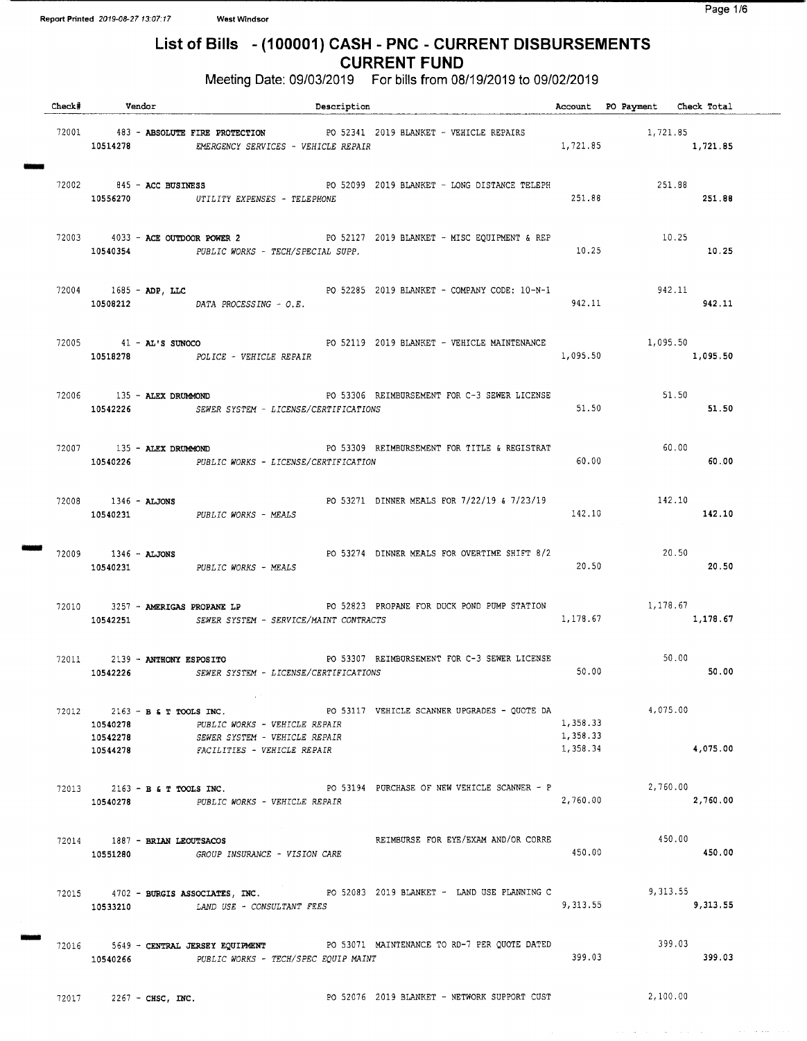# List of Bills - (100001) CASH - PNC - CURRENT DISBURSEMENTS
## CURRENT FUND

Meeting Date: 09/03/2019 For bills from 08/19/2019 to 09/02/2019

| Check# | Vendor | Description | Account | PO Payment | Check Total |
|---|---|---|---|---|---|
| 72001 | 483 - **ABSOLUTE FIRE PROTECTION** | PO 52341 2019 BLANKET - VEHICLE REPAIRS | | 1,721.85 | |
| | 10514278 | *EMERGENCY SERVICES - VEHICLE REPAIR* | 1,721.85 | | **1,721.85** |
| 72002 | 845 - **ACC BUSINESS** | PO 52099 2019 BLANKET - LONG DISTANCE TELEPH | | 251.88 | |
| | 10556270 | *UTILITY EXPENSES - TELEPHONE* | 251.88 | | **251.88** |
| 72003 | 4033 - **ACE OUTDOOR POWER 2** | PO 52127 2019 BLANKET - MISC EQUIPMENT & REP | | 10.25 | |
| | 10540354 | *PUBLIC WORKS - TECH/SPECIAL SUPP.* | 10.25 | | **10.25** |
| 72004 | 1685 - **ADP, LLC** | PO 52285 2019 BLANKET - COMPANY CODE: 10-N-1 | | 942.11 | |
| | 10508212 | *DATA PROCESSING - O.E.* | 942.11 | | **942.11** |
| 72005 | 41 - **AL'S SUNOCO** | PO 52119 2019 BLANKET - VEHICLE MAINTENANCE | | 1,095.50 | |
| | 10518278 | *POLICE - VEHICLE REPAIR* | 1,095.50 | | **1,095.50** |
| 72006 | 135 - **ALEX DRUMMOND** | PO 53306 REIMBURSEMENT FOR C-3 SEWER LICENSE | | 51.50 | |
| | 10542226 | *SEWER SYSTEM - LICENSE/CERTIFICATIONS* | 51.50 | | **51.50** |
| 72007 | 135 - **ALEX DRUMMOND** | PO 53309 REIMBURSEMENT FOR TITLE & REGISTRAT | | 60.00 | |
| | 10540226 | *PUBLIC WORKS - LICENSE/CERTIFICATION* | 60.00 | | **60.00** |
| 72008 | 1346 - **ALJONS** | PO 53271 DINNER MEALS FOR 7/22/19 & 7/23/19 | | 142.10 | |
| | 10540231 | *PUBLIC WORKS - MEALS* | 142.10 | | **142.10** |
| 72009 | 1346 - **ALJONS** | PO 53274 DINNER MEALS FOR OVERTIME SHIFT 8/2 | | 20.50 | |
| | 10540231 | *PUBLIC WORKS - MEALS* | 20.50 | | **20.50** |
| 72010 | 3257 - **AMERIGAS PROPANE LP** | PO 52823 PROPANE FOR DUCK POND PUMP STATION | | 1,178.67 | |
| | 10542251 | *SEWER SYSTEM - SERVICE/MAINT CONTRACTS* | 1,178.67 | | **1,178.67** |
| 72011 | 2139 - **ANTHONY ESPOSITO** | PO 53307 REIMBURSEMENT FOR C-3 SEWER LICENSE | | 50.00 | |
| | 10542226 | *SEWER SYSTEM - LICENSE/CERTIFICATIONS* | 50.00 | | **50.00** |
| 72012 | 2163 - **B & T TOOLS INC.** | PO 53117 VEHICLE SCANNER UPGRADES - QUOTE DA | | 4,075.00 | |
| | 10540278 | *PUBLIC WORKS - VEHICLE REPAIR* | 1,358.33 | | |
| | 10542278 | *SEWER SYSTEM - VEHICLE REPAIR* | 1,358.33 | | |
| | 10544278 | *FACILITIES - VEHICLE REPAIR* | 1,358.34 | | **4,075.00** |
| 72013 | 2163 - **B & T TOOLS INC.** | PO 53194 PURCHASE OF NEW VEHICLE SCANNER - P | | 2,760.00 | |
| | 10540278 | *PUBLIC WORKS - VEHICLE REPAIR* | 2,760.00 | | **2,760.00** |
| 72014 | 1887 - **BRIAN LEOUTSACOS** | REIMBURSE FOR EYE/EXAM AND/OR CORRE | | 450.00 | |
| | 10551280 | *GROUP INSURANCE - VISION CARE* | 450.00 | | **450.00** |
| 72015 | 4702 - **BURGIS ASSOCIATES, INC.** | PO 52083 2019 BLANKET - LAND USE PLANNING C | | 9,313.55 | |
| | 10533210 | *LAND USE - CONSULTANT FEES* | 9,313.55 | | **9,313.55** |
| 72016 | 5649 - **CENTRAL JERSEY EQUIPMENT** | PO 53071 MAINTENANCE TO RD-7 PER QUOTE DATED | | 399.03 | |
| | 10540266 | *PUBLIC WORKS - TECH/SPEC EQUIP MAINT* | 399.03 | | **399.03** |
| 72017 | 2267 - **CHSC, INC.** | PO 52076 2019 BLANKET - NETWORK SUPPORT CUST | | 2,100.00 | |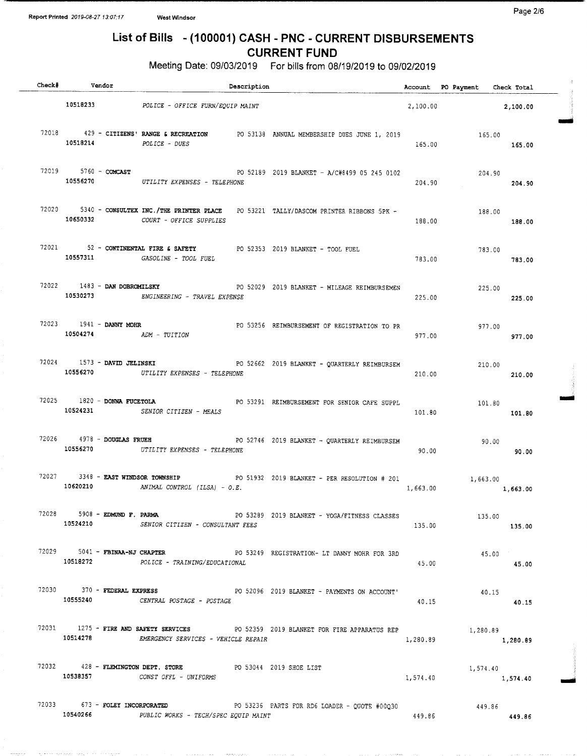# List of Bills - (100001) CASH - PNC - CURRENT DISBURSEMENTS
## CURRENT FUND

Meeting Date: 09/03/2019 For bills from 08/19/2019 to 09/02/2019

| Check# | Vendor | Description | Account | PO Payment | Check Total |
|---|---|---|---|---|---|
| | 10518233 | POLICE - OFFICE FURN/EQUIP MAINT | 2,100.00 | | 2,100.00 |
| 72018 | 429 - CITIZENS' RANGE & RECREATION | PO 53138 ANNUAL MEMBERSHIP DUES JUNE 1, 2019 | | 165.00 | |
| | 10518214 | POLICE - DUES | 165.00 | | 165.00 |
| 72019 | 5760 - COMCAST | PO 52189 2019 BLANKET - A/C#8499 05 245 0102 | | 204.90 | |
| | 10556270 | UTILITY EXPENSES - TELEPHONE | 204.90 | | 204.90 |
| 72020 | 5340 - CONSULTEX INC./THE PRINTER PLACE | PO 53221 TALLY/DASCOM PRINTER RIBBONS 5PK - | | 188.00 | |
| | 10650332 | COURT - OFFICE SUPPLIES | 188.00 | | 188.00 |
| 72021 | 52 - CONTINENTAL FIRE & SAFETY | PO 52353 2019 BLANKET - TOOL FUEL | | 783.00 | |
| | 10557311 | GASOLINE - TOOL FUEL | 783.00 | | 783.00 |
| 72022 | 1483 - DAN DOBROMILSKY | PO 52029 2019 BLANKET - MILEAGE REIMBURSEMEN | | 225.00 | |
| | 10530273 | ENGINEERING - TRAVEL EXPENSE | 225.00 | | 225.00 |
| 72023 | 1941 - DANNY MOHR | PO 53256 REIMBURSEMENT OF REGISTRATION TO PR | | 977.00 | |
| | 10504274 | ADM - TUITION | 977.00 | | 977.00 |
| 72024 | 1573 - DAVID JELINSKI | PO 52662 2019 BLANKET - QUARTERLY REIMBURSEM | | 210.00 | |
| | 10556270 | UTILITY EXPENSES - TELEPHONE | 210.00 | | 210.00 |
| 72025 | 1820 - DONNA FUCETOLA | PO 53291 REIMBURSEMENT FOR SENIOR CAFE SUPPL | | 101.80 | |
| | 10524231 | SENIOR CITIZEN - MEALS | 101.80 | | 101.80 |
| 72026 | 4978 - DOUGLAS FRUEH | PO 52746 2019 BLANKET - QUARTERLY REIMBURSEM | | 90.00 | |
| | 10556270 | UTILITY EXPENSES - TELEPHONE | 90.00 | | 90.00 |
| 72027 | 3348 - EAST WINDSOR TOWNSHIP | PO 51932 2019 BLANKET - PER RESOLUTION # 201 | | 1,663.00 | |
| | 10620210 | ANIMAL CONTROL (ILSA) - O.E. | 1,663.00 | | 1,663.00 |
| 72028 | 5908 - EDMUND F. PARMA | PO 53289 2019 BLANKET - YOGA/FITNESS CLASSES | | 135.00 | |
| | 10524210 | SENIOR CITIZEN - CONSULTANT FEES | 135.00 | | 135.00 |
| 72029 | 5041 - FBINAA-NJ CHAPTER | PO 53249 REGISTRATION- LT DANNY MOHR FOR 3RD | | 45.00 | |
| | 10518272 | POLICE - TRAINING/EDUCATIONAL | 45.00 | | 45.00 |
| 72030 | 370 - FEDERAL EXPRESS | PO 52096 2019 BLANKET - PAYMENTS ON ACCOUNT' | | 40.15 | |
| | 10555240 | CENTRAL POSTAGE - POSTAGE | 40.15 | | 40.15 |
| 72031 | 1275 - FIRE AND SAFETY SERVICES | PO 52359 2019 BLANKET FOR FIRE APPARATUS REP | | 1,280.89 | |
| | 10514278 | EMERGENCY SERVICES - VEHICLE REPAIR | 1,280.89 | | 1,280.89 |
| 72032 | 428 - FLEMINGTON DEPT. STORE | PO 53044 2019 SHOE LIST | | 1,574.40 | |
| | 10538357 | CONST OFFL - UNIFORMS | 1,574.40 | | 1,574.40 |
| 72033 | 673 - FOLEY INCORPORATED | PO 53236 PARTS FOR RD6 LOADER - QUOTE #00Q30 | | 449.86 | |
| | 10540266 | PUBLIC WORKS - TECH/SPEC EQUIP MAINT | 449.86 | | 449.86 |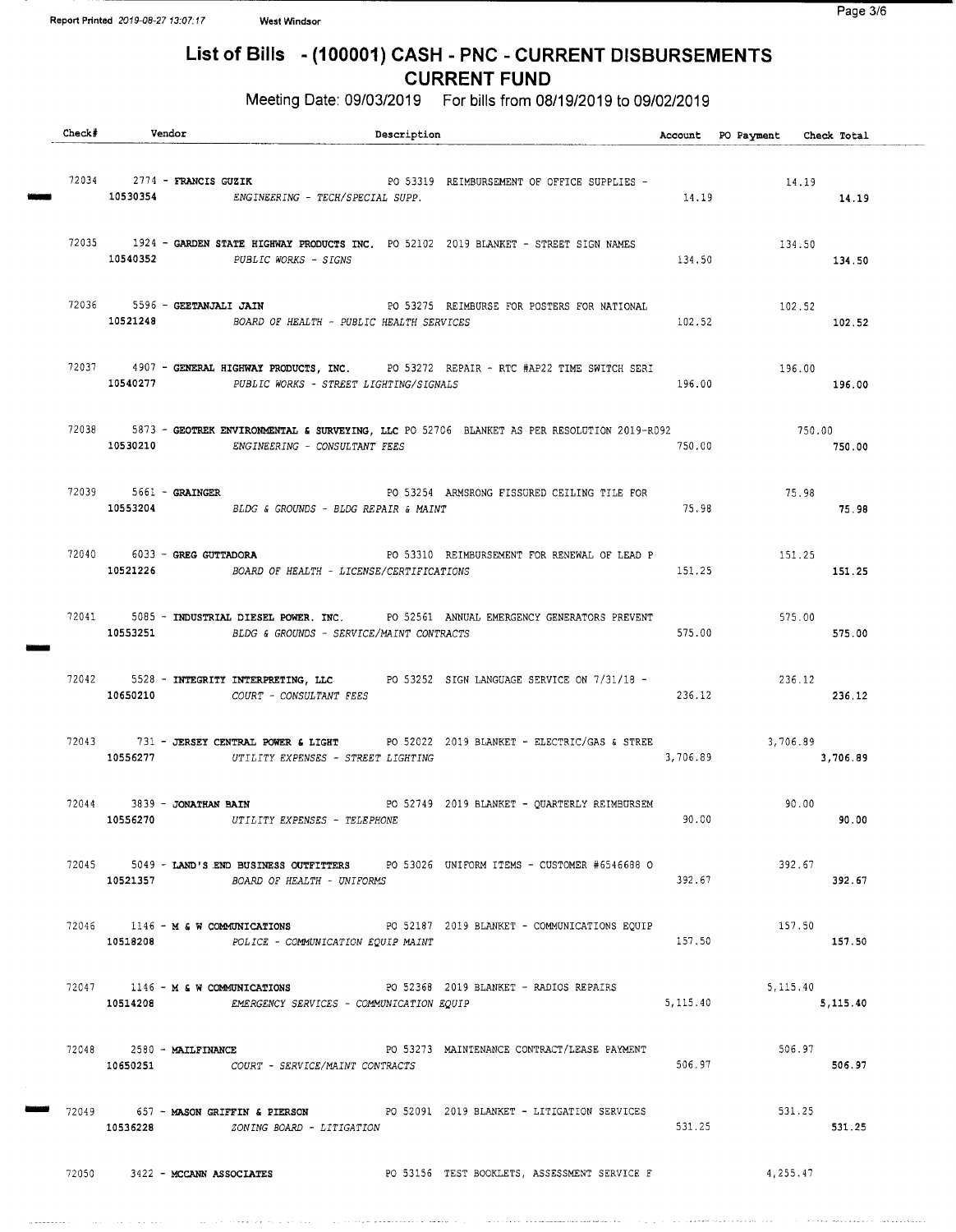# List of Bills - (100001) CASH - PNC - CURRENT DISBURSEMENTS

## CURRENT FUND

Meeting Date: 09/03/2019 For bills from 08/19/2019 to 09/02/2019

| Check# | Vendor | Description | Account | PO Payment | Check Total |
|---|---|---|---|---|---|
| 72034 | 2774 - **FRANCIS GUZIK** | PO 53319 REIMBURSEMENT OF OFFICE SUPPLIES - | | 14.19 | |
| | **10530354** | *ENGINEERING - TECH/SPECIAL SUPP.* | 14.19 | | **14.19** |
| 72035 | 1924 - **GARDEN STATE HIGHWAY PRODUCTS INC.** | PO 52102 2019 BLANKET - STREET SIGN NAMES | | 134.50 | |
| | **10540352** | *PUBLIC WORKS - SIGNS* | 134.50 | | **134.50** |
| 72036 | 5596 - **GEETANJALI JAIN** | PO 53275 REIMBURSE FOR POSTERS FOR NATIONAL | | 102.52 | |
| | **10521248** | *BOARD OF HEALTH - PUBLIC HEALTH SERVICES* | 102.52 | | **102.52** |
| 72037 | 4907 - **GENERAL HIGHWAY PRODUCTS, INC.** | PO 53272 REPAIR - RTC #AP22 TIME SWITCH SERI | | 196.00 | |
| | **10540277** | *PUBLIC WORKS - STREET LIGHTING/SIGNALS* | 196.00 | | **196.00** |
| 72038 | 5873 - **GEOTREK ENVIRONMENTAL & SURVEYING, LLC** | PO 52706 BLANKET AS PER RESOLUTION 2019-R092 | | 750.00 | |
| | **10530210** | *ENGINEERING - CONSULTANT FEES* | 750.00 | | **750.00** |
| 72039 | 5661 - **GRAINGER** | PO 53254 ARMSRONG FISSURED CEILING TILE FOR | | 75.98 | |
| | **10553204** | *BLDG & GROUNDS - BLDG REPAIR & MAINT* | 75.98 | | **75.98** |
| 72040 | 6033 - **GREG GUTTADORA** | PO 53310 REIMBURSEMENT FOR RENEWAL OF LEAD P | | 151.25 | |
| | **10521226** | *BOARD OF HEALTH - LICENSE/CERTIFICATIONS* | 151.25 | | **151.25** |
| 72041 | 5085 - **INDUSTRIAL DIESEL POWER. INC.** | PO 52561 ANNUAL EMERGENCY GENERATORS PREVENT | | 575.00 | |
| | **10553251** | *BLDG & GROUNDS - SERVICE/MAINT CONTRACTS* | 575.00 | | **575.00** |
| 72042 | 5528 - **INTEGRITY INTERPRETING, LLC** | PO 53252 SIGN LANGUAGE SERVICE ON 7/31/18 - | | 236.12 | |
| | **10650210** | *COURT - CONSULTANT FEES* | 236.12 | | **236.12** |
| 72043 | 731 - **JERSEY CENTRAL POWER & LIGHT** | PO 52022 2019 BLANKET - ELECTRIC/GAS & STREE | | 3,706.89 | |
| | **10556277** | *UTILITY EXPENSES - STREET LIGHTING* | 3,706.89 | | **3,706.89** |
| 72044 | 3839 - **JONATHAN BAIN** | PO 52749 2019 BLANKET - QUARTERLY REIMBURSEM | | 90.00 | |
| | **10556270** | *UTILITY EXPENSES - TELEPHONE* | 90.00 | | **90.00** |
| 72045 | 5049 - **LAND'S END BUSINESS OUTFITTERS** | PO 53026 UNIFORM ITEMS - CUSTOMER #6546688 O | | 392.67 | |
| | **10521357** | *BOARD OF HEALTH - UNIFORMS* | 392.67 | | **392.67** |
| 72046 | 1146 - **M & W COMMUNICATIONS** | PO 52187 2019 BLANKET - COMMUNICATIONS EQUIP | | 157.50 | |
| | **10518208** | *POLICE - COMMUNICATION EQUIP MAINT* | 157.50 | | **157.50** |
| 72047 | 1146 - **M & W COMMUNICATIONS** | PO 52368 2019 BLANKET - RADIOS REPAIRS | | 5,115.40 | |
| | **10514208** | *EMERGENCY SERVICES - COMMUNICATION EQUIP* | 5,115.40 | | **5,115.40** |
| 72048 | 2580 - **MAILFINANCE** | PO 53273 MAINTENANCE CONTRACT/LEASE PAYMENT | | 506.97 | |
| | **10650251** | *COURT - SERVICE/MAINT CONTRACTS* | 506.97 | | **506.97** |
| 72049 | 657 - **MASON GRIFFIN & PIERSON** | PO 52091 2019 BLANKET - LITIGATION SERVICES | | 531.25 | |
| | **10536228** | *ZONING BOARD - LITIGATION* | 531.25 | | **531.25** |
| 72050 | 3422 - **MCCANN ASSOCIATES** | PO 53156 TEST BOOKLETS, ASSESSMENT SERVICE F | | 4,255.47 | |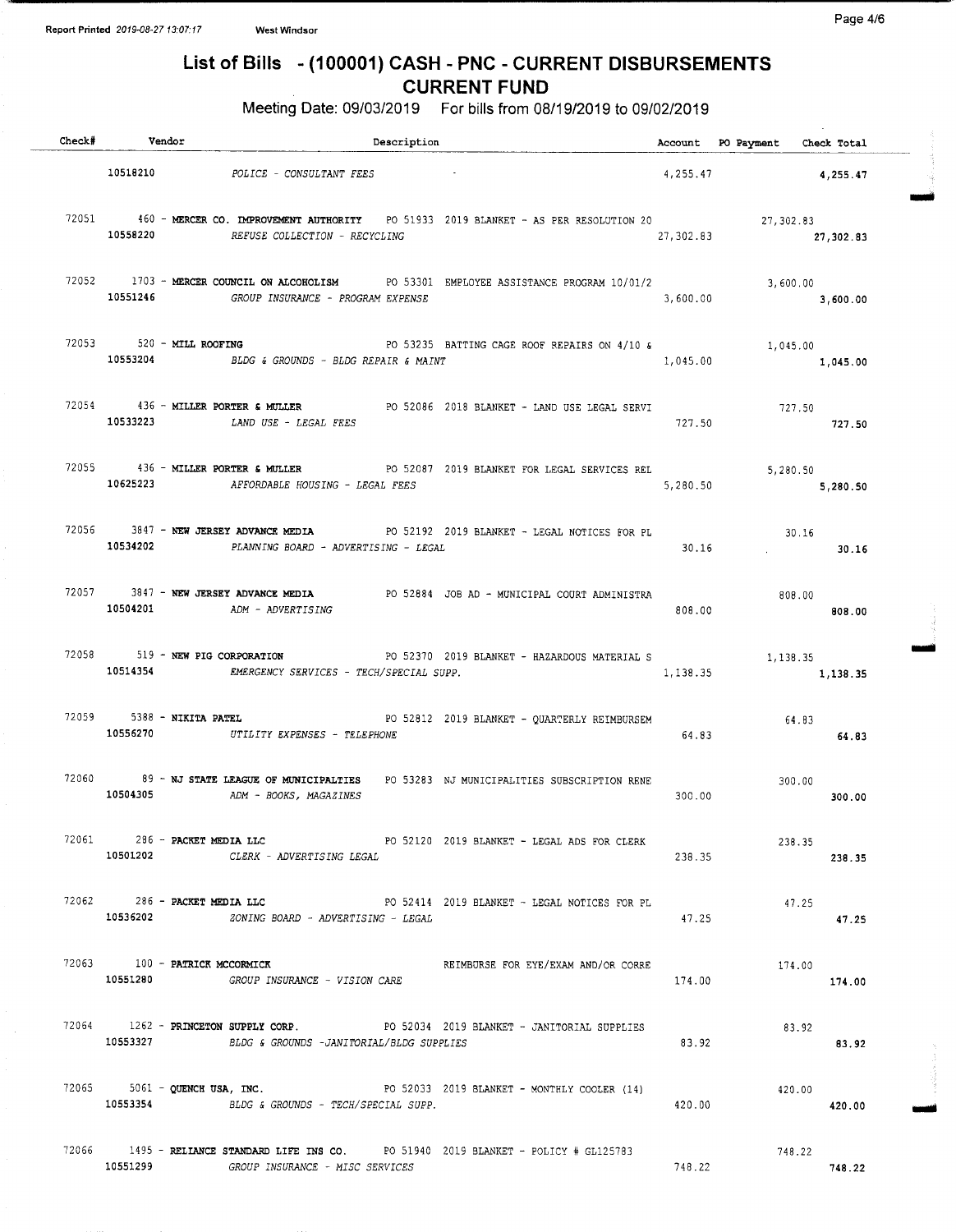Report Printed 2019-08-27 13:07:17 West Windsor

# List of Bills - (100001) CASH - PNC - CURRENT DISBURSEMENTS
## CURRENT FUND

Meeting Date: 09/03/2019 For bills from 08/19/2019 to 09/02/2019

| Check# | Vendor | Description | Account | PO Payment | Check Total |
|---|---|---|---|---|---|
| | 10518210 | POLICE - CONSULTANT FEES | 4,255.47 | | 4,255.47 |
| 72051 | 460 - MERCER CO. IMPROVEMENT AUTHORITY | PO 51933 2019 BLANKET - AS PER RESOLUTION 20 | | 27,302.83 | |
| | 10558220 | REFUSE COLLECTION - RECYCLING | 27,302.83 | | 27,302.83 |
| 72052 | 1703 - MERCER COUNCIL ON ALCOHOLISM | PO 53301 EMPLOYEE ASSISTANCE PROGRAM 10/01/2 | | 3,600.00 | |
| | 10551246 | GROUP INSURANCE - PROGRAM EXPENSE | 3,600.00 | | 3,600.00 |
| 72053 | 520 - MILL ROOFING | PO 53235 BATTING CAGE ROOF REPAIRS ON 4/10 & | | 1,045.00 | |
| | 10553204 | BLDG & GROUNDS - BLDG REPAIR & MAINT | 1,045.00 | | 1,045.00 |
| 72054 | 436 - MILLER PORTER & MULLER | PO 52086 2018 BLANKET - LAND USE LEGAL SERVI | | 727.50 | |
| | 10533223 | LAND USE - LEGAL FEES | 727.50 | | 727.50 |
| 72055 | 436 - MILLER PORTER & MULLER | PO 52087 2019 BLANKET FOR LEGAL SERVICES REL | | 5,280.50 | |
| | 10625223 | AFFORDABLE HOUSING - LEGAL FEES | 5,280.50 | | 5,280.50 |
| 72056 | 3847 - NEW JERSEY ADVANCE MEDIA | PO 52192 2019 BLANKET - LEGAL NOTICES FOR PL | | 30.16 | |
| | 10534202 | PLANNING BOARD - ADVERTISING - LEGAL | 30.16 | | 30.16 |
| 72057 | 3847 - NEW JERSEY ADVANCE MEDIA | PO 52884 JOB AD - MUNICIPAL COURT ADMINISTRA | | 808.00 | |
| | 10504201 | ADM - ADVERTISING | 808.00 | | 808.00 |
| 72058 | 519 - NEW PIG CORPORATION | PO 52370 2019 BLANKET - HAZARDOUS MATERIAL S | | 1,138.35 | |
| | 10514354 | EMERGENCY SERVICES - TECH/SPECIAL SUPP. | 1,138.35 | | 1,138.35 |
| 72059 | 5388 - NIKITA PATEL | PO 52812 2019 BLANKET - QUARTERLY REIMBURSEM | | 64.83 | |
| | 10556270 | UTILITY EXPENSES - TELEPHONE | 64.83 | | 64.83 |
| 72060 | 89 - NJ STATE LEAGUE OF MUNICIPALTIES | PO 53283 NJ MUNICIPALITIES SUBSCRIPTION RENE | | 300.00 | |
| | 10504305 | ADM - BOOKS, MAGAZINES | 300.00 | | 300.00 |
| 72061 | 286 - PACKET MEDIA LLC | PO 52120 2019 BLANKET - LEGAL ADS FOR CLERK | | 238.35 | |
| | 10501202 | CLERK - ADVERTISING LEGAL | 238.35 | | 238.35 |
| 72062 | 286 - PACKET MEDIA LLC | PO 52414 2019 BLANKET - LEGAL NOTICES FOR PL | | 47.25 | |
| | 10536202 | ZONING BOARD - ADVERTISING - LEGAL | 47.25 | | 47.25 |
| 72063 | 100 - PATRICK MCCORMICK | REIMBURSE FOR EYE/EXAM AND/OR CORRE | | 174.00 | |
| | 10551280 | GROUP INSURANCE - VISION CARE | 174.00 | | 174.00 |
| 72064 | 1262 - PRINCETON SUPPLY CORP. | PO 52034 2019 BLANKET - JANITORIAL SUPPLIES | | 83.92 | |
| | 10553327 | BLDG & GROUNDS -JANITORIAL/BLDG SUPPLIES | 83.92 | | 83.92 |
| 72065 | 5061 - QUENCH USA, INC. | PO 52033 2019 BLANKET - MONTHLY COOLER (14) | | 420.00 | |
| | 10553354 | BLDG & GROUNDS - TECH/SPECIAL SUPP. | 420.00 | | 420.00 |
| 72066 | 1495 - RELIANCE STANDARD LIFE INS CO. | PO 51940 2019 BLANKET - POLICY # GL125783 | | 748.22 | |
| | 10551299 | GROUP INSURANCE - MISC SERVICES | 748.22 | | 748.22 |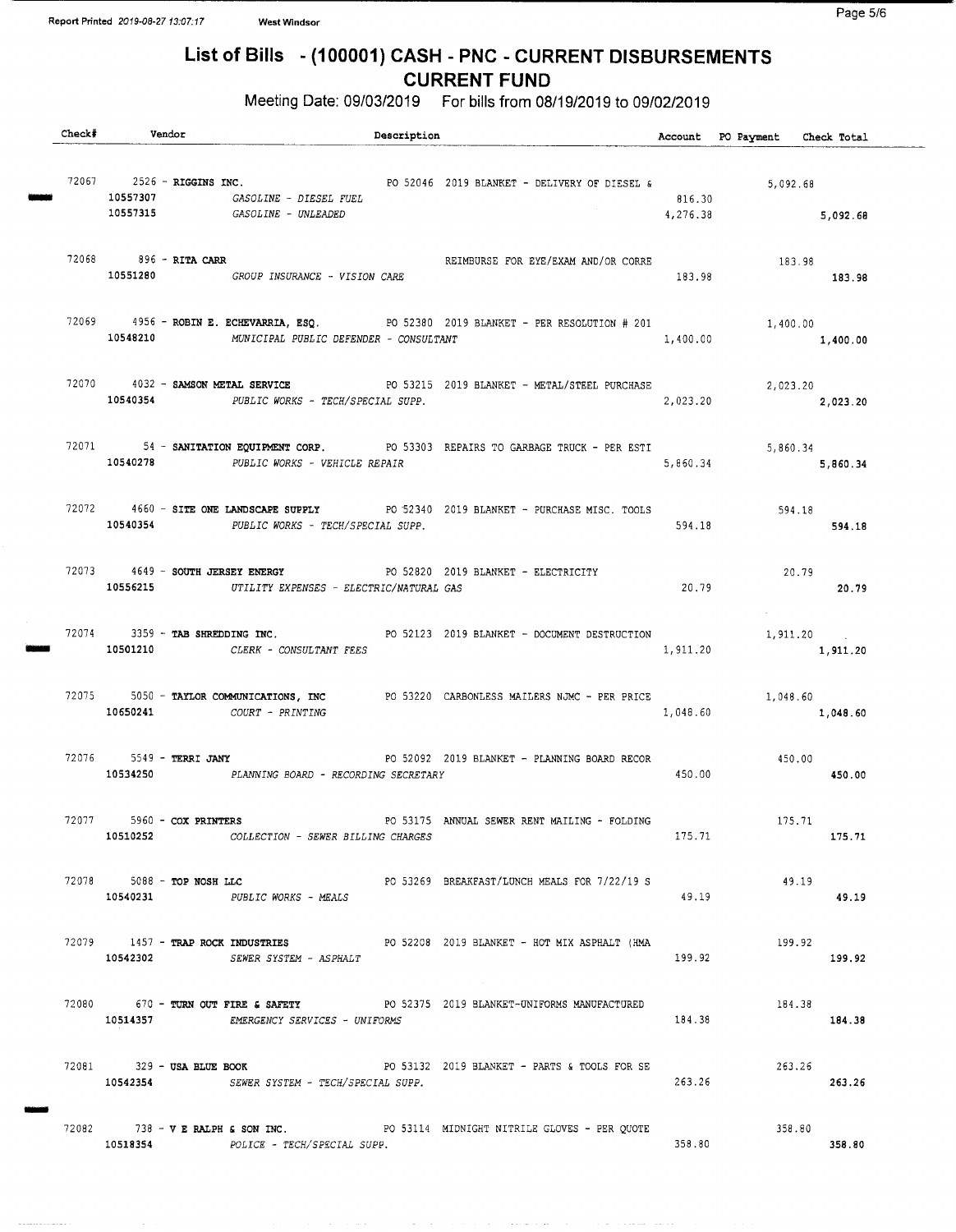# List of Bills - (100001) CASH - PNC - CURRENT DISBURSEMENTS
## CURRENT FUND

Meeting Date: 09/03/2019 For bills from 08/19/2019 to 09/02/2019

| Check# | Vendor | Description | Account | PO Payment | Check Total |
|---|---|---|---|---|---|
| 72067 | 2526 - **RIGGINS INC.** | PO 52046 2019 BLANKET - DELIVERY OF DIESEL & | | 5,092.68 | |
| | 10557307 | *GASOLINE - DIESEL FUEL* | 816.30 | | |
| | 10557315 | *GASOLINE - UNLEADED* | 4,276.38 | | 5,092.68 |
| 72068 | 896 - **RITA CARR** | REIMBURSE FOR EYE/EXAM AND/OR CORRE | | 183.98 | |
| | 10551280 | *GROUP INSURANCE - VISION CARE* | 183.98 | | 183.98 |
| 72069 | 4956 - **ROBIN E. ECHEVARRIA, ESQ.** | PO 52380 2019 BLANKET - PER RESOLUTION # 201 | | 1,400.00 | |
| | 10548210 | *MUNICIPAL PUBLIC DEFENDER - CONSULTANT* | 1,400.00 | | 1,400.00 |
| 72070 | 4032 - **SAMSON METAL SERVICE** | PO 53215 2019 BLANKET - METAL/STEEL PURCHASE | | 2,023.20 | |
| | 10540354 | *PUBLIC WORKS - TECH/SPECIAL SUPP.* | 2,023.20 | | 2,023.20 |
| 72071 | 54 - **SANITATION EQUIPMENT CORP.** | PO 53303 REPAIRS TO GARBAGE TRUCK - PER ESTI | | 5,860.34 | |
| | 10540278 | *PUBLIC WORKS - VEHICLE REPAIR* | 5,860.34 | | 5,860.34 |
| 72072 | 4660 - **SITE ONE LANDSCAPE SUPPLY** | PO 52340 2019 BLANKET - PURCHASE MISC. TOOLS | | 594.18 | |
| | 10540354 | *PUBLIC WORKS - TECH/SPECIAL SUPP.* | 594.18 | | 594.18 |
| 72073 | 4649 - **SOUTH JERSEY ENERGY** | PO 52820 2019 BLANKET - ELECTRICITY | | 20.79 | |
| | 10556215 | *UTILITY EXPENSES - ELECTRIC/NATURAL GAS* | 20.79 | | 20.79 |
| 72074 | 3359 - **TAB SHREDDING INC.** | PO 52123 2019 BLANKET - DOCUMENT DESTRUCTION | | 1,911.20 | |
| | 10501210 | *CLERK - CONSULTANT FEES* | 1,911.20 | | 1,911.20 |
| 72075 | 5050 - **TAYLOR COMMUNICATIONS, INC** | PO 53220 CARBONLESS MAILERS NJMC - PER PRICE | | 1,048.60 | |
| | 10650241 | *COURT - PRINTING* | 1,048.60 | | 1,048.60 |
| 72076 | 5549 - **TERRI JANY** | PO 52092 2019 BLANKET - PLANNING BOARD RECOR | | 450.00 | |
| | 10534250 | *PLANNING BOARD - RECORDING SECRETARY* | 450.00 | | 450.00 |
| 72077 | 5960 - **COX PRINTERS** | PO 53175 ANNUAL SEWER RENT MAILING - FOLDING | | 175.71 | |
| | 10510252 | *COLLECTION - SEWER BILLING CHARGES* | 175.71 | | 175.71 |
| 72078 | 5088 - **TOP NOSH LLC** | PO 53269 BREAKFAST/LUNCH MEALS FOR 7/22/19 S | | 49.19 | |
| | 10540231 | *PUBLIC WORKS - MEALS* | 49.19 | | 49.19 |
| 72079 | 1457 - **TRAP ROCK INDUSTRIES** | PO 52208 2019 BLANKET - HOT MIX ASPHALT (HMA | | 199.92 | |
| | 10542302 | *SEWER SYSTEM - ASPHALT* | 199.92 | | 199.92 |
| 72080 | 670 - **TURN OUT FIRE & SAFETY** | PO 52375 2019 BLANKET-UNIFORMS MANUFACTURED | | 184.38 | |
| | 10514357 | *EMERGENCY SERVICES - UNIFORMS* | 184.38 | | 184.38 |
| 72081 | 329 - **USA BLUE BOOK** | PO 53132 2019 BLANKET - PARTS & TOOLS FOR SE | | 263.26 | |
| | 10542354 | *SEWER SYSTEM - TECH/SPECIAL SUPP.* | 263.26 | | 263.26 |
| 72082 | 738 - **V E RALPH & SON INC.** | PO 53114 MIDNIGHT NITRILE GLOVES - PER QUOTE | | 358.80 | |
| | 10518354 | *POLICE - TECH/SPECIAL SUPP.* | 358.80 | | 358.80 |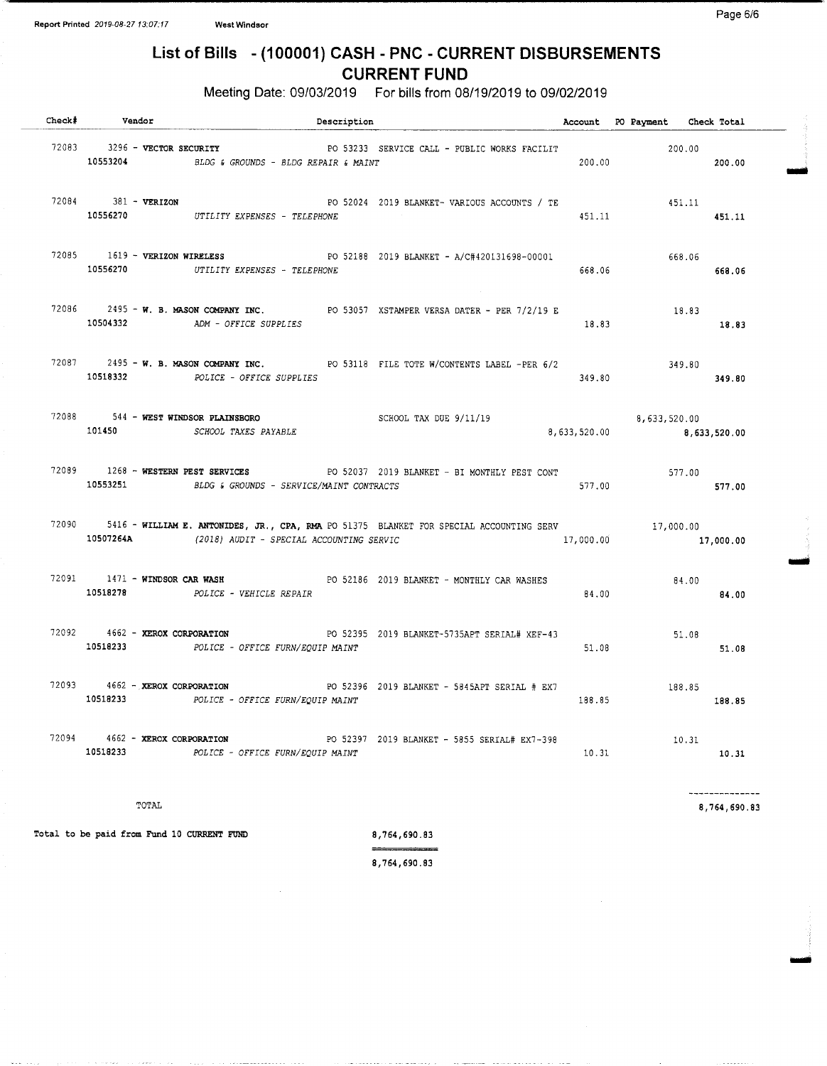# List of Bills - (100001) CASH - PNC - CURRENT DISBURSEMENTS
## CURRENT FUND

Meeting Date: 09/03/2019 For bills from 08/19/2019 to 09/02/2019

| Check# | Vendor | Description | Account | PO Payment | Check Total |
|---|---|---|---|---|---|
| 72083 | 3296 - **VECTOR SECURITY** | PO 53233 SERVICE CALL - PUBLIC WORKS FACILIT | | 200.00 | |
| | 10553204 | *BLDG & GROUNDS - BLDG REPAIR & MAINT* | 200.00 | | **200.00** |
| 72084 | 381 - **VERIZON** | PO 52024 2019 BLANKET- VARIOUS ACCOUNTS / TE | | 451.11 | |
| | 10556270 | *UTILITY EXPENSES - TELEPHONE* | 451.11 | | **451.11** |
| 72085 | 1619 - **VERIZON WIRELESS** | PO 52188 2019 BLANKET - A/C#420131698-00001 | | 668.06 | |
| | 10556270 | *UTILITY EXPENSES - TELEPHONE* | 668.06 | | **668.06** |
| 72086 | 2495 - **W. B. MASON COMPANY INC.** | PO 53057 XSTAMPER VERSA DATER - PER 7/2/19 E | | 18.83 | |
| | 10504332 | *ADM - OFFICE SUPPLIES* | 18.83 | | **18.83** |
| 72087 | 2495 - **W. B. MASON COMPANY INC.** | PO 53118 FILE TOTE W/CONTENTS LABEL -PER 6/2 | | 349.80 | |
| | 10518332 | *POLICE - OFFICE SUPPLIES* | 349.80 | | **349.80** |
| 72088 | 544 - **WEST WINDSOR PLAINSBORO** | SCHOOL TAX DUE 9/11/19 | | 8,633,520.00 | |
| | 101450 | *SCHOOL TAXES PAYABLE* | 8,633,520.00 | | **8,633,520.00** |
| 72089 | 1268 - **WESTERN PEST SERVICES** | PO 52037 2019 BLANKET - BI MONTHLY PEST CONT | | 577.00 | |
| | 10553251 | *BLDG & GROUNDS - SERVICE/MAINT CONTRACTS* | 577.00 | | **577.00** |
| 72090 | 5416 - **WILLIAM E. ANTONIDES, JR., CPA, RMA** | PO 51375 BLANKET FOR SPECIAL ACCOUNTING SERV | | 17,000.00 | |
| | 10507264A | *(2018) AUDIT - SPECIAL ACCOUNTING SERVIC* | 17,000.00 | | **17,000.00** |
| 72091 | 1471 - **WINDSOR CAR WASH** | PO 52186 2019 BLANKET - MONTHLY CAR WASHES | | 84.00 | |
| | 10518278 | *POLICE - VEHICLE REPAIR* | 84.00 | | **84.00** |
| 72092 | 4662 - **XEROX CORPORATION** | PO 52395 2019 BLANKET-5735APT SERIAL# XEF-43 | | 51.08 | |
| | 10518233 | *POLICE - OFFICE FURN/EQUIP MAINT* | 51.08 | | **51.08** |
| 72093 | 4662 - **XEROX CORPORATION** | PO 52396 2019 BLANKET - 5845APT SERIAL # EX7 | | 188.85 | |
| | 10518233 | *POLICE - OFFICE FURN/EQUIP MAINT* | 188.85 | | **188.85** |
| 72094 | 4662 - **XEROX CORPORATION** | PO 52397 2019 BLANKET - 5855 SERIAL# EX7-398 | | 10.31 | |
| | 10518233 | *POLICE - OFFICE FURN/EQUIP MAINT* | 10.31 | | **10.31** |
| | TOTAL | | | | **8,764,690.83** |

**Total to be paid from Fund 10 CURRENT FUND** 8,764,690.83

8,764,690.83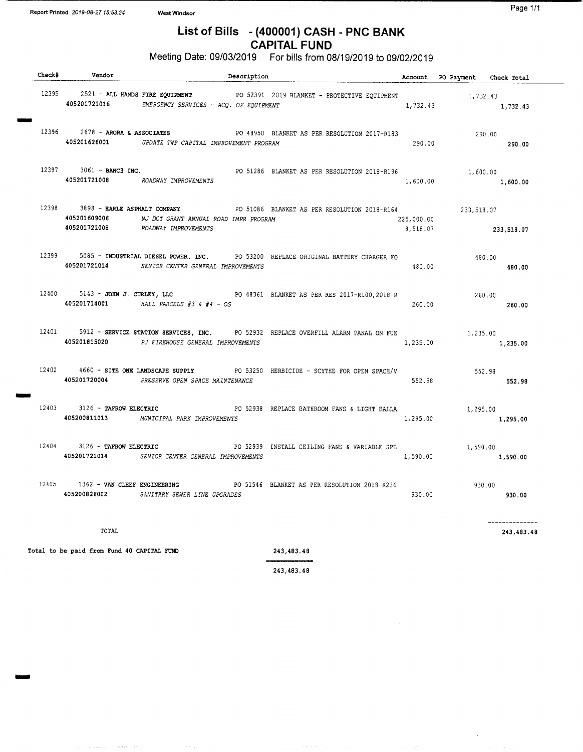# List of Bills - (400001) CASH - PNC BANK
## CAPITAL FUND

Meeting Date: 09/03/2019 For bills from 08/19/2019 to 09/02/2019

| Check# | Vendor | Description | Account | PO Payment | Check Total |
|---|---|---|---|---|---|
| 12395 | 2521 - **ALL HANDS FIRE EQUIPMENT** | PO 52391 2019 BLANKET - PROTECTIVE EQUIPMENT | | 1,732.43 | |
| | 405201721016 | *EMERGENCY SERVICES - ACQ. OF EQUIPMENT* | 1,732.43 | | 1,732.43 |
| 12396 | 2678 - **ARORA & ASSOCIATES** | PO 48950 BLANKET AS PER RESOLUTION 2017-R183 | | 290.00 | |
| | 405201626001 | *UPDATE TWP CAPITAL IMPROVEMENT PROGRAM* | 290.00 | | 290.00 |
| 12397 | 3061 - **BANC3 INC.** | PO 51286 BLANKET AS PER RESOLUTION 2018-R196 | | 1,600.00 | |
| | 405201721008 | *ROADWAY IMPROVEMENTS* | 1,600.00 | | 1,600.00 |
| 12398 | 3898 - **EARLE ASPHALT COMPANY** | PO 51086 BLANKET AS PER RESOLUTION 2018-R164 | | 233,518.07 | |
| | 405201609006 | *NJ DOT GRANT ANNUAL ROAD IMPR PROGRAM* | 225,000.00 | | |
| | 405201721008 | *ROADWAY IMPROVEMENTS* | 8,518.07 | | 233,518.07 |
| 12399 | 5085 - **INDUSTRIAL DIESEL POWER. INC.** | PO 53200 REPLACE ORIGINAL BATTERY CHARGER FO | | 480.00 | |
| | 405201721014 | *SENIOR CENTER GENERAL IMPROVEMENTS* | 480.00 | | 480.00 |
| 12400 | 5143 - **JOHN J. CURLEY, LLC** | PO 48361 BLANKET AS PER RES 2017-R100,2018-R | | 260.00 | |
| | 405201714001 | *HALL PARCELS #3 & #4 - OS* | 260.00 | | 260.00 |
| 12401 | 5912 - **SERVICE STATION SERVICES, INC.** | PO 52932 REPLACE OVERFILL ALARM PANAL ON FUE | | 1,235.00 | |
| | 405201815020 | *PJ FIREHOUSE GENERAL IMPROVEMENTS* | 1,235.00 | | 1,235.00 |
| 12402 | 4660 - **SITE ONE LANDSCAPE SUPPLY** | PO 53250 HERBICIDE - SCYTHE FOR OPEN SPACE/V | | 552.98 | |
| | 405201720004 | *PRESERVE OPEN SPACE MAINTENANCE* | 552.98 | | 552.98 |
| 12403 | 3126 - **TAFROW ELECTRIC** | PO 52938 REPLACE BATHROOM FANS & LIGHT BALLA | | 1,295.00 | |
| | 405200811013 | *MUNICIPAL PARK IMPROVEMENTS* | 1,295.00 | | 1,295.00 |
| 12404 | 3126 - **TAFROW ELECTRIC** | PO 52939 INSTALL CEILING FANS & VARIABLE SPE | | 1,590.00 | |
| | 405201721014 | *SENIOR CENTER GENERAL IMPROVEMENTS* | 1,590.00 | | 1,590.00 |
| 12405 | 1362 - **VAN CLEEF ENGINEERING** | PO 51546 BLANKET AS PER RESOLUTION 2018-R236 | | 930.00 | |
| | 405200826002 | *SANITARY SEWER LINE UPGRADES* | 930.00 | | 930.00 |
| | TOTAL | | | | 243,483.48 |

Total to be paid from Fund 40 CAPITAL FUND 243,483.48

243,483.48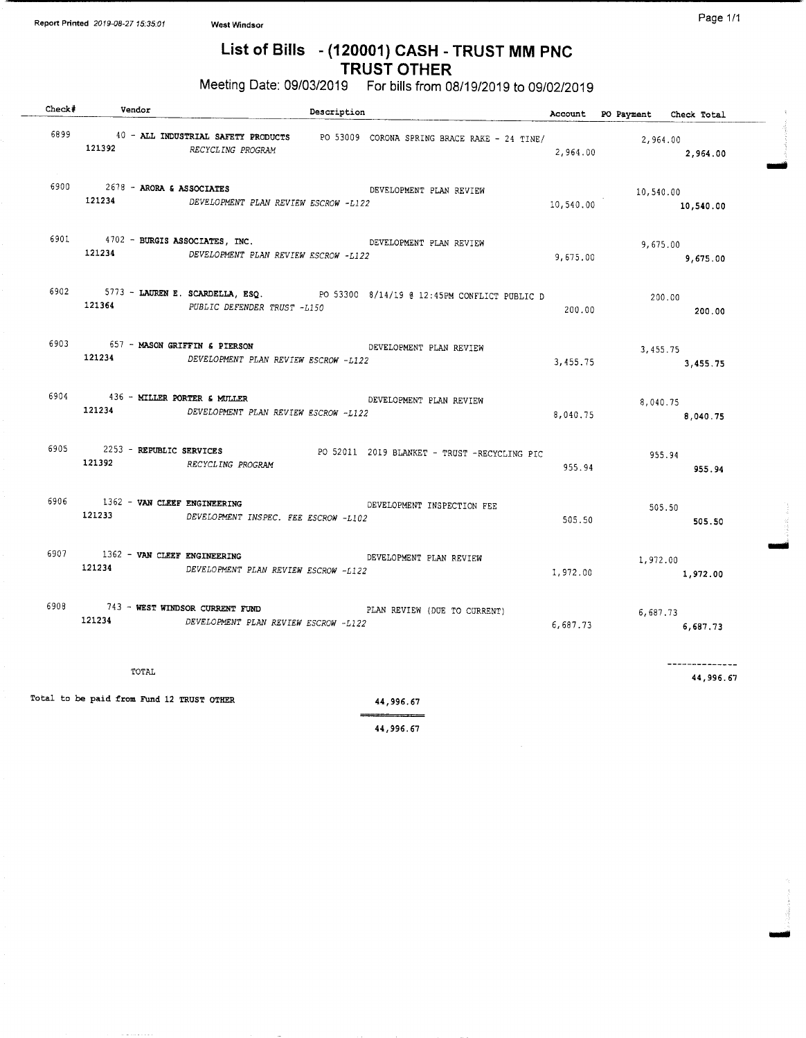# List of Bills - (120001) CASH - TRUST MM PNC
## TRUST OTHER

Meeting Date: 09/03/2019 For bills from 08/19/2019 to 09/02/2019

Report Printed 2019-08-27 15:35:01 West Windsor

| Check# | Vendor | Description | Account | PO Payment | Check Total |
|---|---|---|---|---|---|
| 6899 | 40 - ALL INDUSTRIAL SAFETY PRODUCTS | PO 53009 CORONA SPRING BRACE RAKE - 24 TINE/ | | 2,964.00 | |
| | 121392 | *RECYCLING PROGRAM* | 2,964.00 | | 2,964.00 |
| 6900 | 2678 - ARORA & ASSOCIATES | DEVELOPMENT PLAN REVIEW | | 10,540.00 | |
| | 121234 | *DEVELOPMENT PLAN REVIEW ESCROW -L122* | 10,540.00 | | 10,540.00 |
| 6901 | 4702 - BURGIS ASSOCIATES, INC. | DEVELOPMENT PLAN REVIEW | | 9,675.00 | |
| | 121234 | *DEVELOPMENT PLAN REVIEW ESCROW -L122* | 9,675.00 | | 9,675.00 |
| 6902 | 5773 - LAUREN E. SCARDELLA, ESQ. | PO 53300 8/14/19 @ 12:45PM CONFLICT PUBLIC D | | 200.00 | |
| | 121364 | *PUBLIC DEFENDER TRUST -L150* | 200.00 | | 200.00 |
| 6903 | 657 - MASON GRIFFIN & PIERSON | DEVELOPMENT PLAN REVIEW | | 3,455.75 | |
| | 121234 | *DEVELOPMENT PLAN REVIEW ESCROW -L122* | 3,455.75 | | 3,455.75 |
| 6904 | 436 - MILLER PORTER & MULLER | DEVELOPMENT PLAN REVIEW | | 8,040.75 | |
| | 121234 | *DEVELOPMENT PLAN REVIEW ESCROW -L122* | 8,040.75 | | 8,040.75 |
| 6905 | 2253 - REPUBLIC SERVICES | PO 52011 2019 BLANKET - TRUST -RECYCLING PIC | | 955.94 | |
| | 121392 | *RECYCLING PROGRAM* | 955.94 | | 955.94 |
| 6906 | 1362 - VAN CLEEF ENGINEERING | DEVELOPMENT INSPECTION FEE | | 505.50 | |
| | 121233 | *DEVELOPMENT INSPEC. FEE ESCROW -L102* | 505.50 | | 505.50 |
| 6907 | 1362 - VAN CLEEF ENGINEERING | DEVELOPMENT PLAN REVIEW | | 1,972.00 | |
| | 121234 | *DEVELOPMENT PLAN REVIEW ESCROW -L122* | 1,972.00 | | 1,972.00 |
| 6908 | 743 - WEST WINDSOR CURRENT FUND | PLAN REVIEW (DUE TO CURRENT) | | 6,687.73 | |
| | 121234 | *DEVELOPMENT PLAN REVIEW ESCROW -L122* | 6,687.73 | | 6,687.73 |
| | TOTAL | | | | 44,996.67 |

Total to be paid from Fund 12 TRUST OTHER 44,996.67

44,996.67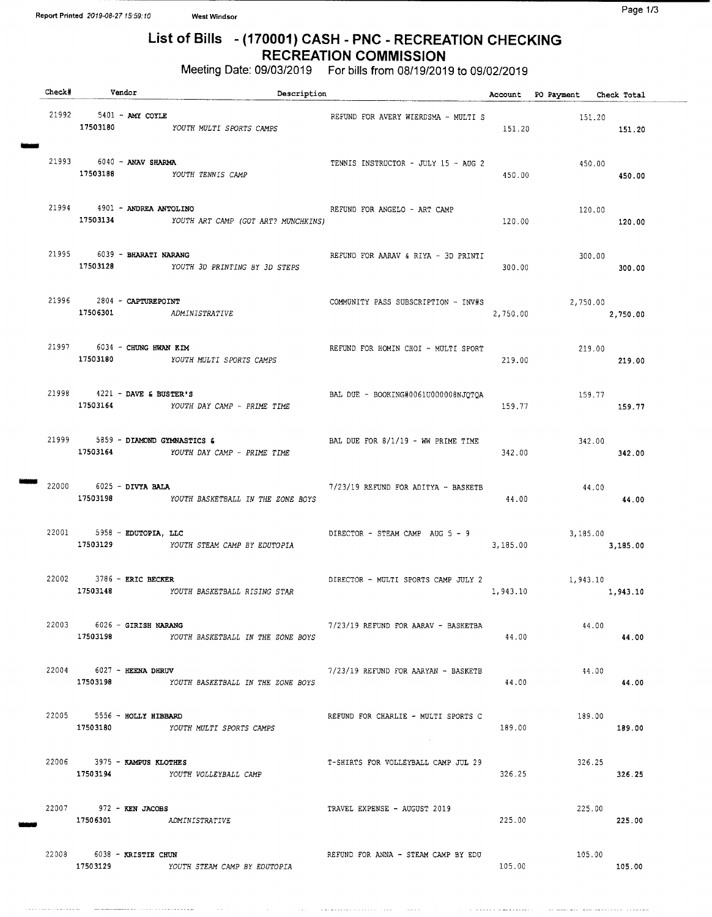Report Printed 2019-08-27 15:59:10 West Windsor

# List of Bills - (170001) CASH - PNC - RECREATION CHECKING
## RECREATION COMMISSION

Meeting Date: 09/03/2019 For bills from 08/19/2019 to 09/02/2019

| Check# | Vendor | Description | Account | PO Payment | Check Total |
|---|---|---|---|---|---|
| 21992 | 5401 - **AMY COYLE** | REFUND FOR AVERY WIERDSMA - MULTI S | | 151.20 | |
| | **17503180** *YOUTH MULTI SPORTS CAMPS* | | 151.20 | | **151.20** |
| 21993 | 6040 - **ANAV SHARMA** | TENNIS INSTRUCTOR - JULY 15 - AUG 2 | | 450.00 | |
| | **17503188** *YOUTH TENNIS CAMP* | | 450.00 | | **450.00** |
| 21994 | 4901 - **ANDREA ANTOLINO** | REFUND FOR ANGELO - ART CAMP | | 120.00 | |
| | **17503134** *YOUTH ART CAMP (GOT ART? MUNCHKINS)* | | 120.00 | | **120.00** |
| 21995 | 6039 - **BHARATI NARANG** | REFUND FOR AARAV & RIYA - 3D PRINTI | | 300.00 | |
| | **17503128** *YOUTH 3D PRINTING BY 3D STEPS* | | 300.00 | | **300.00** |
| 21996 | 2804 - **CAPTUREPOINT** | COMMUNITY PASS SUBSCRIPTION - INV#S | | 2,750.00 | |
| | **17506301** *ADMINISTRATIVE* | | 2,750.00 | | **2,750.00** |
| 21997 | 6034 - **CHUNG HWAN KIM** | REFUND FOR HOMIN CHOI - MULTI SPORT | | 219.00 | |
| | **17503180** *YOUTH MULTI SPORTS CAMPS* | | 219.00 | | **219.00** |
| 21998 | 4221 - **DAVE & BUSTER'S** | BAL DUE - BOOKING#0061U000008NJQTQA | | 159.77 | |
| | **17503164** *YOUTH DAY CAMP - PRIME TIME* | | 159.77 | | **159.77** |
| 21999 | 5859 - **DIAMOND GYMNASTICS &** | BAL DUE FOR 8/1/19 - WW PRIME TIME | | 342.00 | |
| | **17503164** *YOUTH DAY CAMP - PRIME TIME* | | 342.00 | | **342.00** |
| 22000 | 6025 - **DIVYA BALA** | 7/23/19 REFUND FOR ADITYA - BASKETB | | 44.00 | |
| | **17503198** *YOUTH BASKETBALL IN THE ZONE BOYS* | | 44.00 | | **44.00** |
| 22001 | 5958 - **EDUTOPIA, LLC** | DIRECTOR - STEAM CAMP AUG 5 - 9 | | 3,185.00 | |
| | **17503129** *YOUTH STEAM CAMP BY EDUTOPIA* | | 3,185.00 | | **3,185.00** |
| 22002 | 3786 - **ERIC BECKER** | DIRECTOR - MULTI SPORTS CAMP JULY 2 | | 1,943.10 | |
| | **17503148** *YOUTH BASKETBALL RISING STAR* | | 1,943.10 | | **1,943.10** |
| 22003 | 6026 - **GIRISH NARANG** | 7/23/19 REFUND FOR AARAV - BASKETBA | | 44.00 | |
| | **17503198** *YOUTH BASKETBALL IN THE ZONE BOYS* | | 44.00 | | **44.00** |
| 22004 | 6027 - **HEENA DHRUV** | 7/23/19 REFUND FOR AARYAN - BASKETB | | 44.00 | |
| | **17503198** *YOUTH BASKETBALL IN THE ZONE BOYS* | | 44.00 | | **44.00** |
| 22005 | 5556 - **HOLLY HIBBARD** | REFUND FOR CHARLIE - MULTI SPORTS C | | 189.00 | |
| | **17503180** *YOUTH MULTI SPORTS CAMPS* | | 189.00 | | **189.00** |
| 22006 | 3975 - **KAMPUS KLOTHES** | T-SHIRTS FOR VOLLEYBALL CAMP JUL 29 | | 326.25 | |
| | **17503194** *YOUTH VOLLEYBALL CAMP* | | 326.25 | | **326.25** |
| 22007 | 972 - **KEN JACOBS** | TRAVEL EXPENSE - AUGUST 2019 | | 225.00 | |
| | **17506301** *ADMINISTRATIVE* | | 225.00 | | **225.00** |
| 22008 | 6038 - **KRISTIE CHUN** | REFUND FOR ANNA - STEAM CAMP BY EDU | | 105.00 | |
| | **17503129** *YOUTH STEAM CAMP BY EDUTOPIA* | | 105.00 | | **105.00** |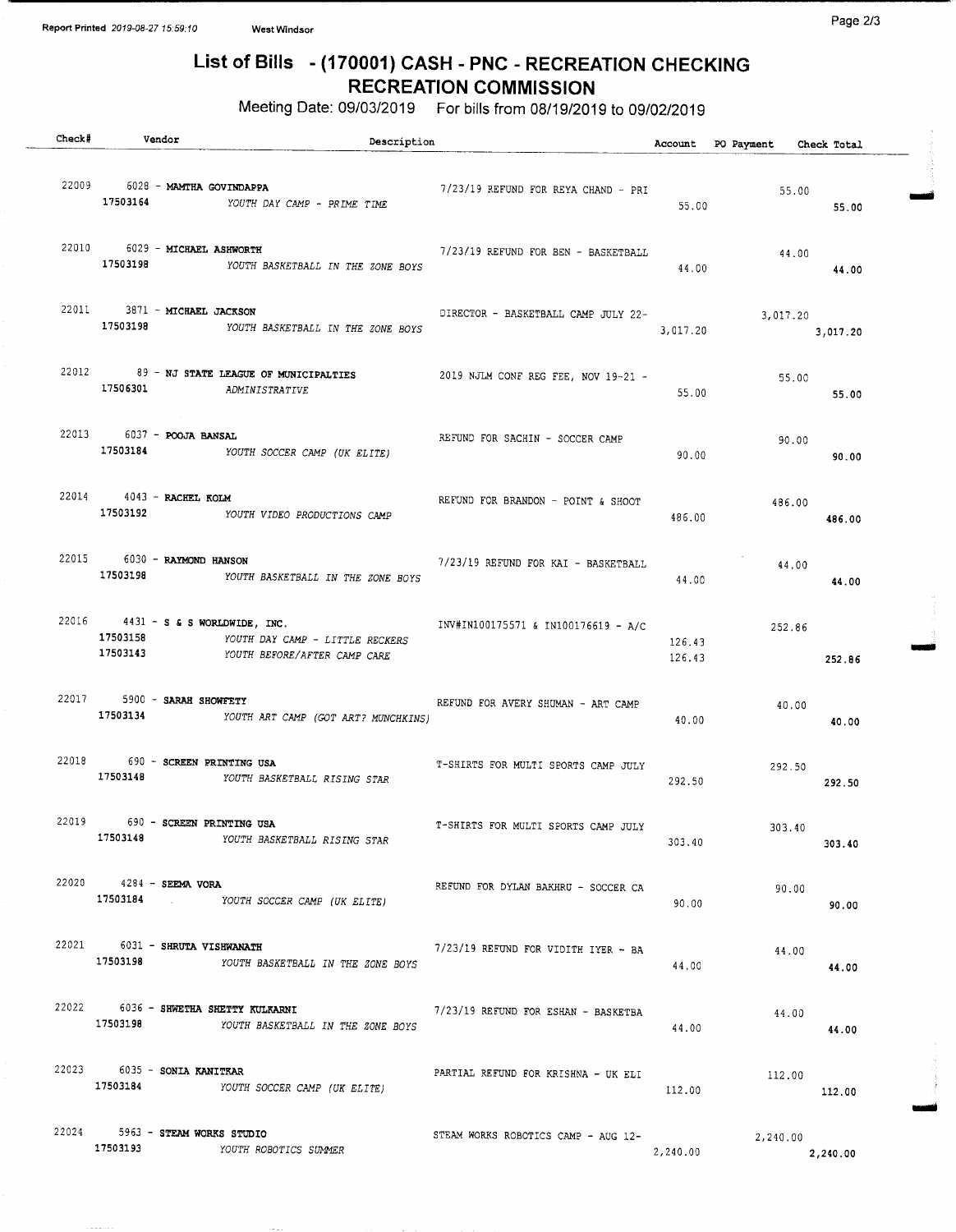# List of Bills - (170001) CASH - PNC - RECREATION CHECKING
## RECREATION COMMISSION

Meeting Date: 09/03/2019 For bills from 08/19/2019 to 09/02/2019

| Check# | Vendor | Description | Account | PO Payment | Check Total |
|---|---|---|---|---|---|
| 22009 | 6028 - **MAMTHA GOVINDAPPA** | 7/23/19 REFUND FOR REYA CHAND - PRI | | 55.00 | |
| | 17503164 | *YOUTH DAY CAMP - PRIME TIME* | 55.00 | | 55.00 |
| 22010 | 6029 - **MICHAEL ASHWORTH** | 7/23/19 REFUND FOR BEN - BASKETBALL | | 44.00 | |
| | 17503198 | *YOUTH BASKETBALL IN THE ZONE BOYS* | 44.00 | | 44.00 |
| 22011 | 3871 - **MICHAEL JACKSON** | DIRECTOR - BASKETBALL CAMP JULY 22- | | 3,017.20 | |
| | 17503198 | *YOUTH BASKETBALL IN THE ZONE BOYS* | 3,017.20 | | 3,017.20 |
| 22012 | 89 - **NJ STATE LEAGUE OF MUNICIPALTIES** | 2019 NJLM CONF REG FEE, NOV 19-21 - | | 55.00 | |
| | 17506301 | *ADMINISTRATIVE* | 55.00 | | 55.00 |
| 22013 | 6037 - **POOJA BANSAL** | REFUND FOR SACHIN - SOCCER CAMP | | 90.00 | |
| | 17503184 | *YOUTH SOCCER CAMP (UK ELITE)* | 90.00 | | 90.00 |
| 22014 | 4043 - **RACHEL KOLM** | REFUND FOR BRANDON - POINT & SHOOT | | 486.00 | |
| | 17503192 | *YOUTH VIDEO PRODUCTIONS CAMP* | 486.00 | | 486.00 |
| 22015 | 6030 - **RAYMOND HANSON** | 7/23/19 REFUND FOR KAI - BASKETBALL | | 44.00 | |
| | 17503198 | *YOUTH BASKETBALL IN THE ZONE BOYS* | 44.00 | | 44.00 |
| 22016 | 4431 - **S & S WORLDWIDE, INC.** | INV#IN100175571 & IN100176619 - A/C | | 252.86 | |
| | 17503158 | *YOUTH DAY CAMP - LITTLE RECKERS* | 126.43 | | |
| | 17503143 | *YOUTH BEFORE/AFTER CAMP CARE* | 126.43 | | 252.86 |
| 22017 | 5900 - **SARAH SHOWFETY** | REFUND FOR AVERY SHUMAN - ART CAMP | | 40.00 | |
| | 17503134 | *YOUTH ART CAMP (GOT ART? MUNCHKINS)* | 40.00 | | 40.00 |
| 22018 | 690 - **SCREEN PRINTING USA** | T-SHIRTS FOR MULTI SPORTS CAMP JULY | | 292.50 | |
| | 17503148 | *YOUTH BASKETBALL RISING STAR* | 292.50 | | 292.50 |
| 22019 | 690 - **SCREEN PRINTING USA** | T-SHIRTS FOR MULTI SPORTS CAMP JULY | | 303.40 | |
| | 17503148 | *YOUTH BASKETBALL RISING STAR* | 303.40 | | 303.40 |
| 22020 | 4284 - **SEEMA VORA** | REFUND FOR DYLAN BAKHRU - SOCCER CA | | 90.00 | |
| | 17503184 | *YOUTH SOCCER CAMP (UK ELITE)* | 90.00 | | 90.00 |
| 22021 | 6031 - **SHRUTA VISHWANATH** | 7/23/19 REFUND FOR VIDITH IYER - BA | | 44.00 | |
| | 17503198 | *YOUTH BASKETBALL IN THE ZONE BOYS* | 44.00 | | 44.00 |
| 22022 | 6036 - **SHWETHA SHETTY KULKARNI** | 7/23/19 REFUND FOR ESHAN - BASKETBA | | 44.00 | |
| | 17503198 | *YOUTH BASKETBALL IN THE ZONE BOYS* | 44.00 | | 44.00 |
| 22023 | 6035 - **SONIA KANITKAR** | PARTIAL REFUND FOR KRISHNA - UK ELI | | 112.00 | |
| | 17503184 | *YOUTH SOCCER CAMP (UK ELITE)* | 112.00 | | 112.00 |
| 22024 | 5963 - **STEAM WORKS STUDIO** | STEAM WORKS ROBOTICS CAMP - AUG 12- | | 2,240.00 | |
| | 17503193 | *YOUTH ROBOTICS SUMMER* | 2,240.00 | | 2,240.00 |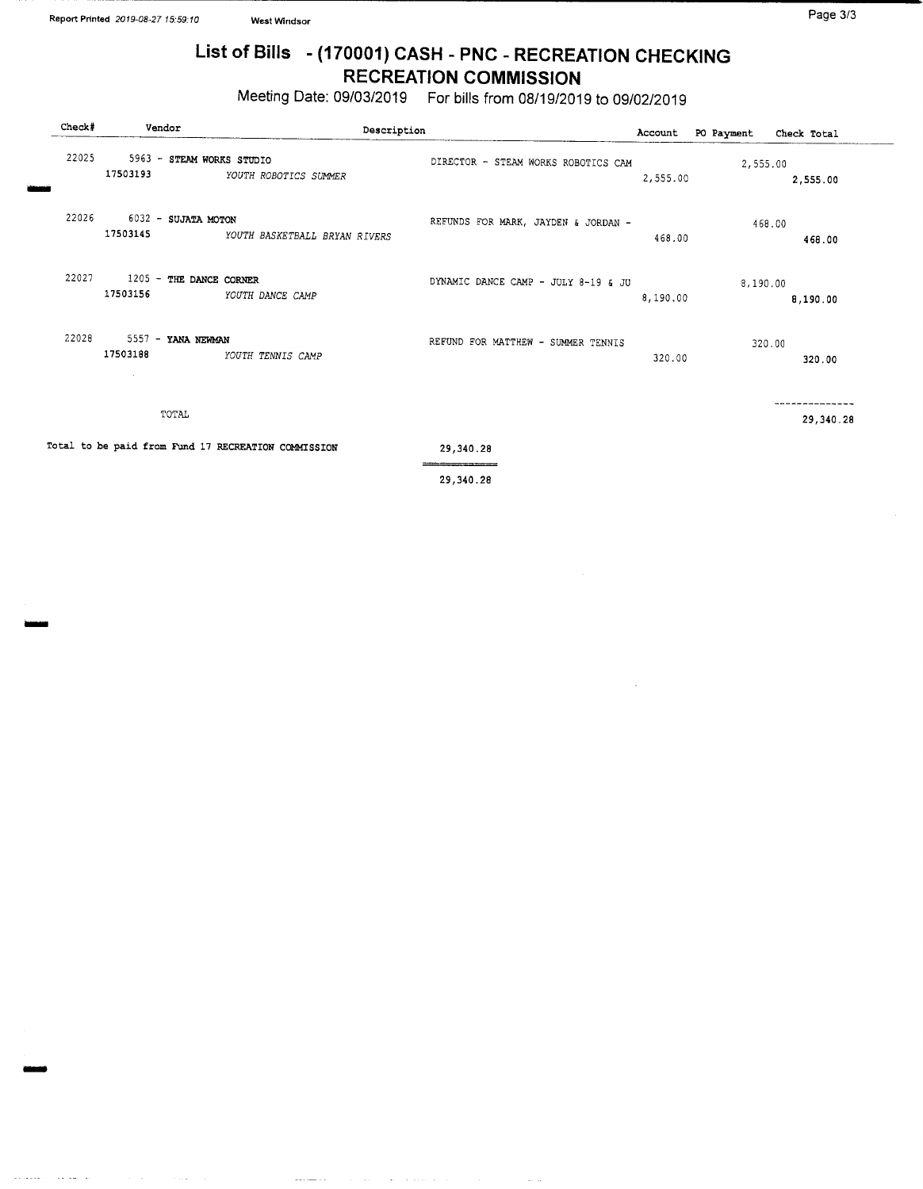# List of Bills - (170001) CASH - PNC - RECREATION CHECKING
## RECREATION COMMISSION

Meeting Date: 09/03/2019 For bills from 08/19/2019 to 09/02/2019

| Check# | Vendor | | Description | Account | PO Payment | Check Total |
|---|---|---|---|---|---|---|
| 22025 | 5963 - **STEAM WORKS STUDIO** | | DIRECTOR - STEAM WORKS ROBOTICS CAM | | 2,555.00 | |
| | 17503193 | *YOUTH ROBOTICS SUMMER* | | 2,555.00 | | **2,555.00** |
| 22026 | 6032 - **SUJATA MOTON** | | REFUNDS FOR MARK, JAYDEN & JORDAN - | | 468.00 | |
| | 17503145 | *YOUTH BASKETBALL BRYAN RIVERS* | | 468.00 | | **468.00** |
| 22027 | 1205 - **THE DANCE CORNER** | | DYNAMIC DANCE CAMP - JULY 8-19 & JU | | 8,190.00 | |
| | 17503156 | *YOUTH DANCE CAMP* | | 8,190.00 | | **8,190.00** |
| 22028 | 5557 - **YANA NEWMAN** | | REFUND FOR MATTHEW - SUMMER TENNIS | | 320.00 | |
| | 17503188 | *YOUTH TENNIS CAMP* | | 320.00 | | **320.00** |
| | TOTAL | | | | | **29,340.28** |

Total to be paid from Fund 17 RECREATION COMMISSION 29,340.28

29,340.28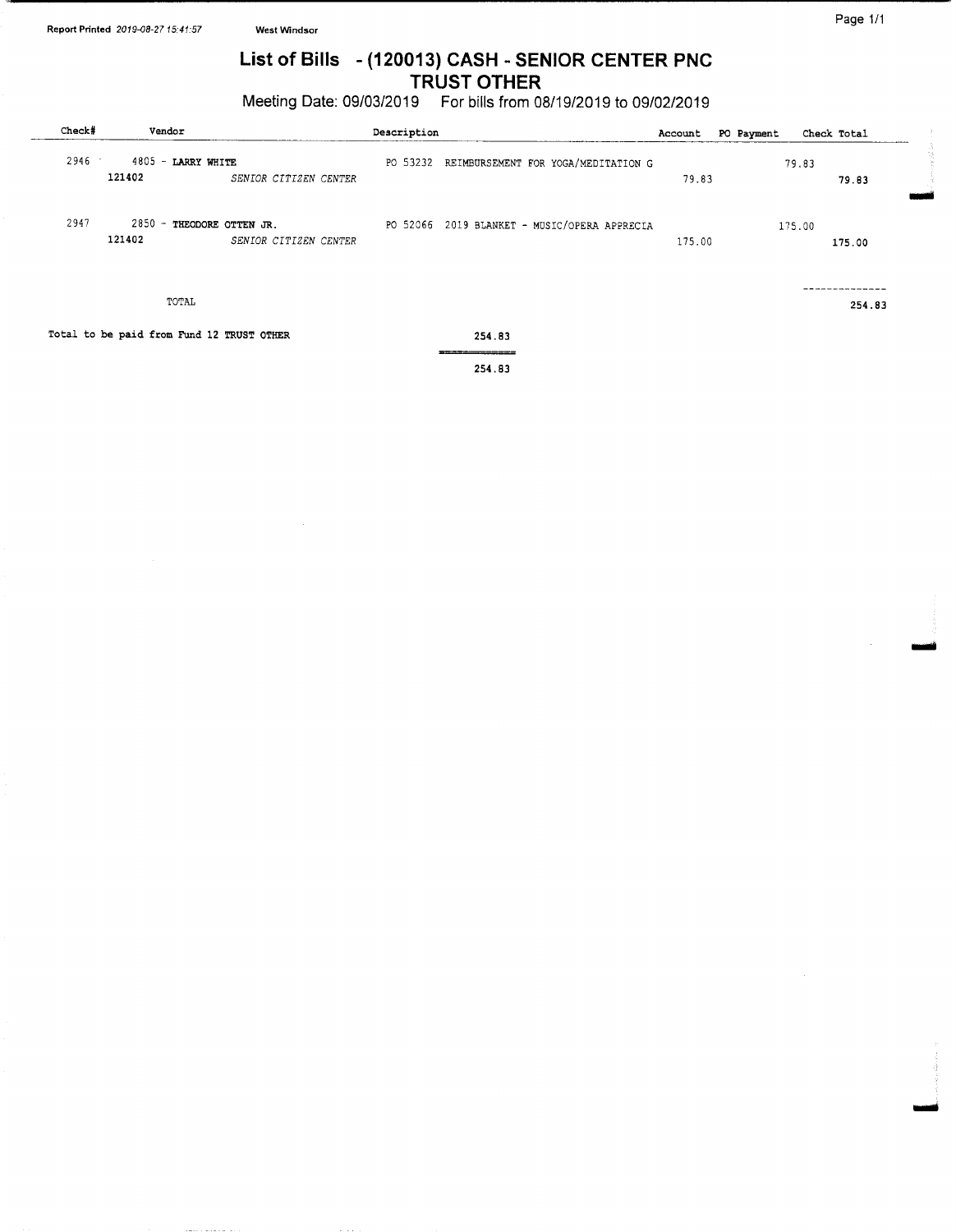Report Printed 2019-08-27 15:41:57 West Windsor

# List of Bills - (120013) CASH - SENIOR CENTER PNC TRUST OTHER

Meeting Date: 09/03/2019 For bills from 08/19/2019 to 09/02/2019

| Check# | Vendor | Description | Account | PO Payment | Check Total |
|---|---|---|---|---|---|
| 2946 | 4805 - **LARRY WHITE** | PO 53232 REIMBURSEMENT FOR YOGA/MEDITATION G | | 79.83 | |
| | 121402 *SENIOR CITIZEN CENTER* | | 79.83 | | 79.83 |
| 2947 | 2850 - **THEODORE OTTEN JR.** | PO 52066 2019 BLANKET - MUSIC/OPERA APPRECIA | | 175.00 | |
| | 121402 *SENIOR CITIZEN CENTER* | | 175.00 | | 175.00 |
| | TOTAL | | | | 254.83 |

Total to be paid from Fund 12 TRUST OTHER 254.83

254.83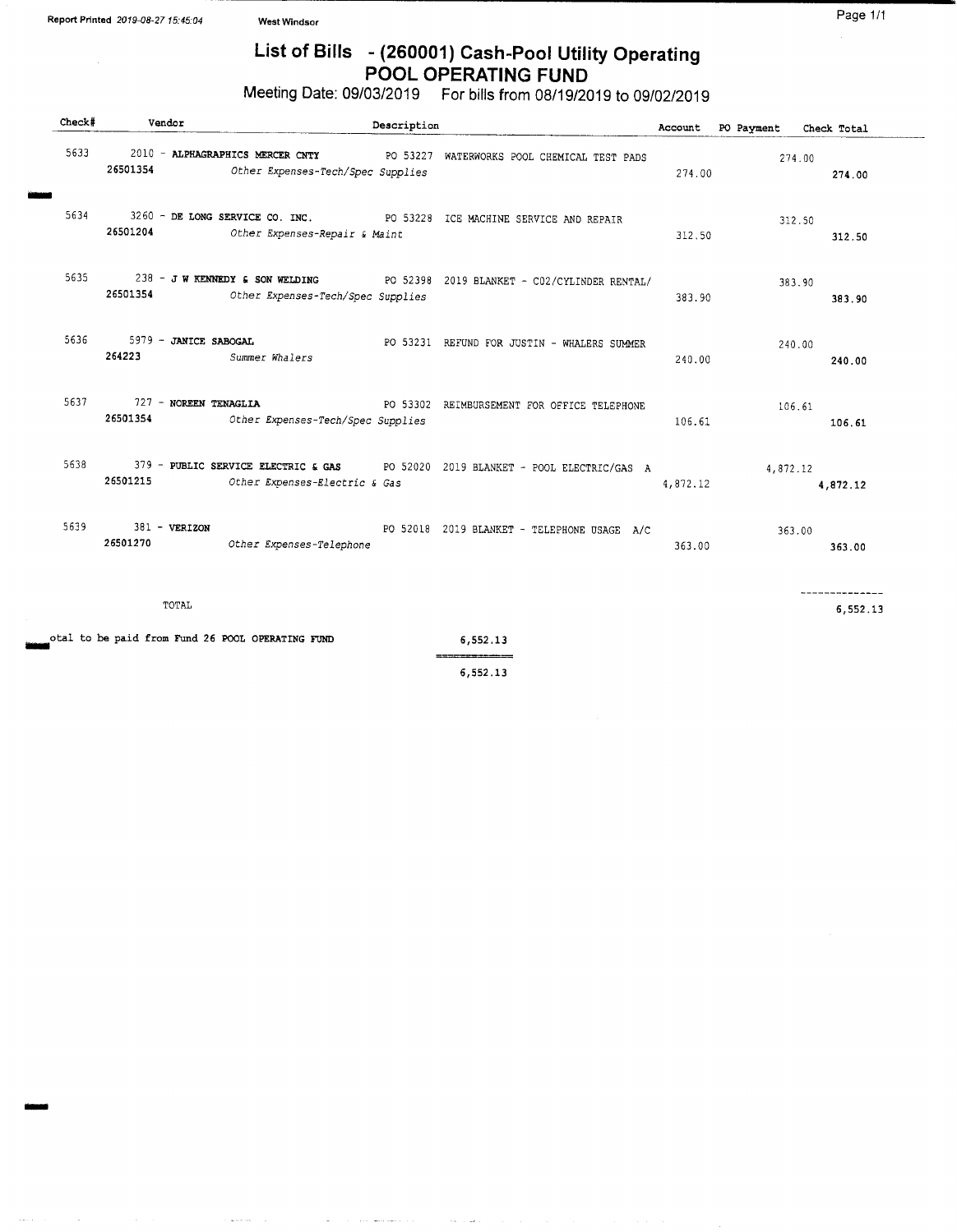# List of Bills - (260001) Cash-Pool Utility Operating
## POOL OPERATING FUND

Meeting Date: 09/03/2019 For bills from 08/19/2019 to 09/02/2019

| Check# | Vendor | Description | Account | PO Payment | Check Total |
|---|---|---|---|---|---|
| 5633 | 2010 - **ALPHAGRAPHICS MERCER CNTY** | PO 53227 WATERWORKS POOL CHEMICAL TEST PADS | | 274.00 | |
| | **26501354** *Other Expenses-Tech/Spec Supplies* | | 274.00 | | **274.00** |
| 5634 | 3260 - **DE LONG SERVICE CO. INC.** | PO 53228 ICE MACHINE SERVICE AND REPAIR | | 312.50 | |
| | **26501204** *Other Expenses-Repair & Maint* | | 312.50 | | **312.50** |
| 5635 | 238 - **J W KENNEDY & SON WELDING** | PO 52398 2019 BLANKET - CO2/CYLINDER RENTAL/ | | 383.90 | |
| | **26501354** *Other Expenses-Tech/Spec Supplies* | | 383.90 | | **383.90** |
| 5636 | 5979 - **JANICE SABOGAL** | PO 53231 REFUND FOR JUSTIN - WHALERS SUMMER | | 240.00 | |
| | **264223** *Summer Whalers* | | 240.00 | | **240.00** |
| 5637 | 727 - **NOREEN TENAGLIA** | PO 53302 REIMBURSEMENT FOR OFFICE TELEPHONE | | 106.61 | |
| | **26501354** *Other Expenses-Tech/Spec Supplies* | | 106.61 | | **106.61** |
| 5638 | 379 - **PUBLIC SERVICE ELECTRIC & GAS** | PO 52020 2019 BLANKET - POOL ELECTRIC/GAS A | | 4,872.12 | |
| | **26501215** *Other Expenses-Electric & Gas* | | 4,872.12 | | **4,872.12** |
| 5639 | 381 - **VERIZON** | PO 52018 2019 BLANKET - TELEPHONE USAGE A/C | | 363.00 | |
| | **26501270** *Other Expenses-Telephone* | | 363.00 | | **363.00** |
| | TOTAL | | | | 6,552.13 |

otal to be paid from Fund 26 POOL OPERATING FUND 6,552.13

6,552.13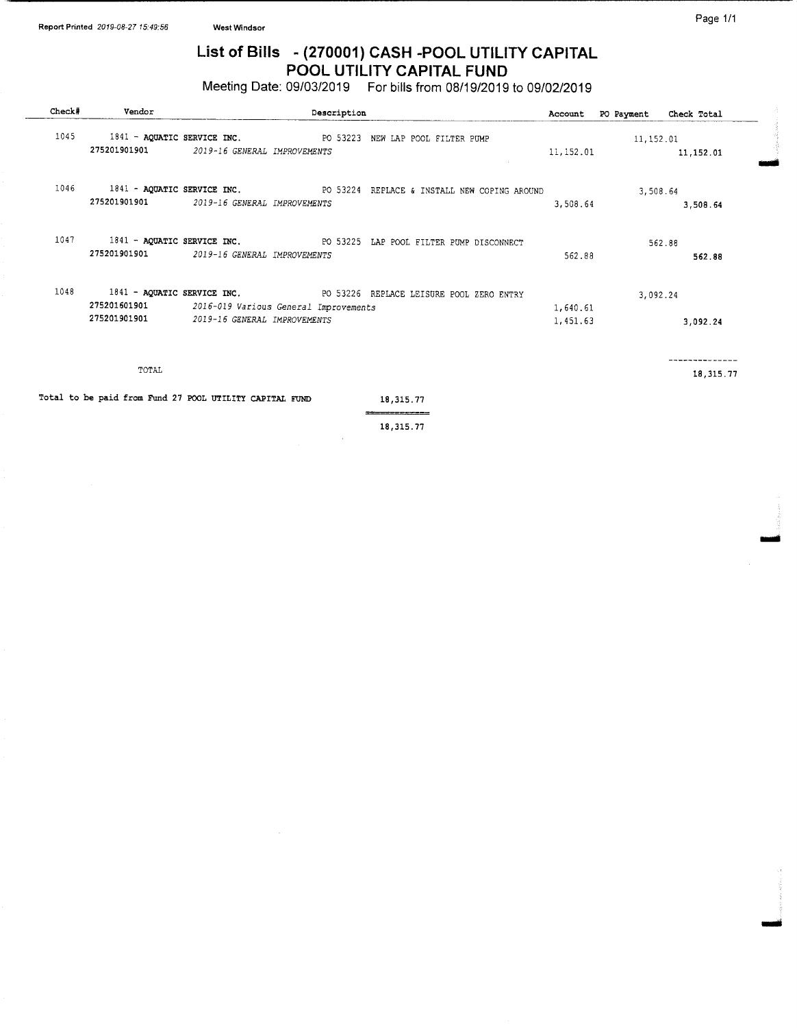Report Printed 2019-08-27 15:49:56 West Windsor

# List of Bills - (270001) CASH -POOL UTILITY CAPITAL
## POOL UTILITY CAPITAL FUND

Meeting Date: 09/03/2019 For bills from 08/19/2019 to 09/02/2019

| Check# | Vendor | Description | Account | PO Payment | Check Total |
|---|---|---|---|---|---|
| 1045 | 1841 - AQUATIC SERVICE INC. | PO 53223 NEW LAP POOL FILTER PUMP | | 11,152.01 | |
| | 275201901901 | *2019-16 GENERAL IMPROVEMENTS* | 11,152.01 | | 11,152.01 |
| 1046 | 1841 - AQUATIC SERVICE INC. | PO 53224 REPLACE & INSTALL NEW COPING AROUND | | 3,508.64 | |
| | 275201901901 | *2019-16 GENERAL IMPROVEMENTS* | 3,508.64 | | 3,508.64 |
| 1047 | 1841 - AQUATIC SERVICE INC. | PO 53225 LAP POOL FILTER PUMP DISCONNECT | | 562.88 | |
| | 275201901901 | *2019-16 GENERAL IMPROVEMENTS* | 562.88 | | 562.88 |
| 1048 | 1841 - AQUATIC SERVICE INC. | PO 53226 REPLACE LEISURE POOL ZERO ENTRY | | 3,092.24 | |
| | 275201601901 | *2016-019 Various General Improvements* | 1,640.61 | | |
| | 275201901901 | *2019-16 GENERAL IMPROVEMENTS* | 1,451.63 | | 3,092.24 |
| | TOTAL | | | | 18,315.77 |

Total to be paid from Fund 27 POOL UTILITY CAPITAL FUND 18,315.77

18,315.77